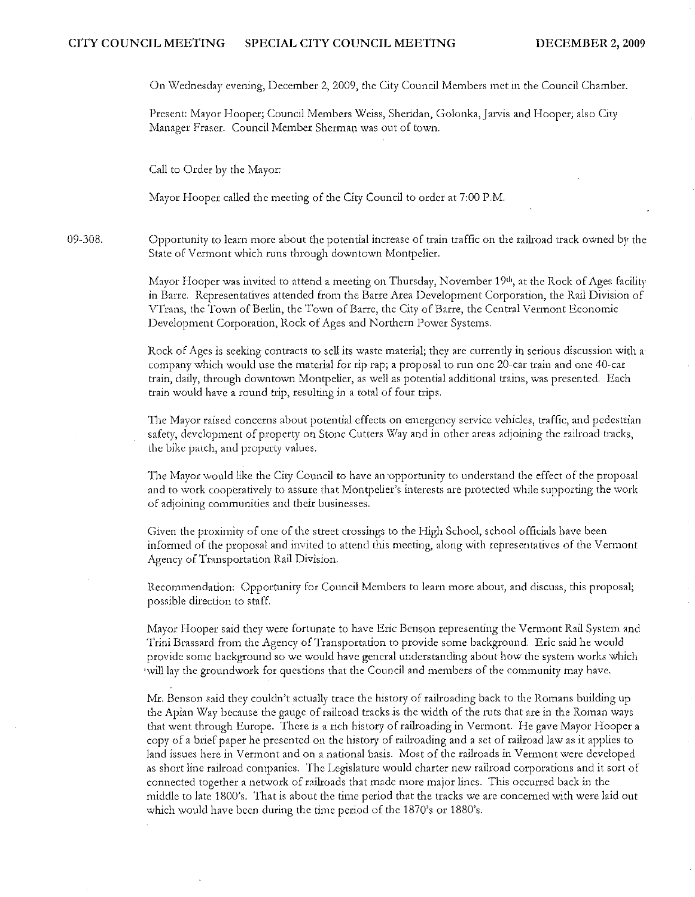CITY COUNCIL MEETING SPECIAL CITY COUNCIL MEETING DECEMBER 2, 2009

On Wednesday evening, December 2, 2009, the City Council Members met in the Council Chamber.

Present: Mayor Hooper; Council Members Weiss, Sheridan, Golonka, Jarvis and Hooper; also City Manager Fraser. Council Member Sherman was out of town.

Call to Order by the Mayor:

Mayor Hooper called the meeting of the City Council to order at 7:00 P.M.

09-308. Opportunity to learn more about the potential increase of train traffic on the railroad track owned by the State of Vermont which runs through downtown Montpelier.

Mayor Hooper was invited to attend a meeting on Thursday, November 19th, at the Rock of Ages facility in Barre. Representatives attended from the Barre Area Development Corporation, the Rail Division of VTrans, the Town of Berlin, the Town of Barre, the City of Barre, the Central Vermont Economic Development Corporation, Rock of Ages and Northern Power Systems.

Rock of Ages is seeking contracts to sell its waste material; they are currently in serious discussion with a company which would use the material for rip rap; a proposal to run one 20-car train and one 40-car train, daily, through downtown Montpelier, as well as potential additional trains, was presented. Each train would have a round trip, resulting in a total of four trips.

The Mayor raised concerns about potential effects on emergency service vehicles, traffic, and pedestrian safety, development of property on Stone Cutters Way and in other areas adjoining the railroad tracks, the bike patch, and property values.

The Mayor would like the City Council to have an opportunity to understand the effect of the proposal and to work cooperatively to assure that Montpelier's interests are protected while supporting the work of adjoining communities and their businesses.

Given the proximity of one of the street crossings to the High School, school officials have been informed of the proposal and invited to attend this meeting, along with representatives of the Vermont Agency of Transportation Rail Division.

Recommendation: Opportunity for Council Members to learn more about, and discuss, this proposal; possible direction to staff.

Mayor Hooper said they were fortunate to have Eric Benson representing the Vermont Rail System and Trini Brassard from the Agency of Transportation to provide some background. Eric said he would provide some background so we would have general understanding about how the system works which will lay the groundwork for questions that the Council and members of the community may have.

Mr. Benson said they couldn't actually trace the history of railroading back to the Romans building up the Apian Way because the gauge of railroad tracks is the width of the ruts that are in the Roman ways that went through Europe. There is a rich history of railroading in Vermont. He gave Mayor Hooper a copy of a brief paper he presented on the history of railroading and a set of railroad law as it applies to land issues here in Vermont and on a national basis. Most of the railroads in Vermont were developed as short line railroad companies. The Legislature would charter new railroad corporations and it sort of connected together a network of railroads that made more major lines. This occurred back in the middle to late 1800's. That is about the time period that the tracks we are concerned with were laid out which would have been during the time period of the 1870's or 1880's.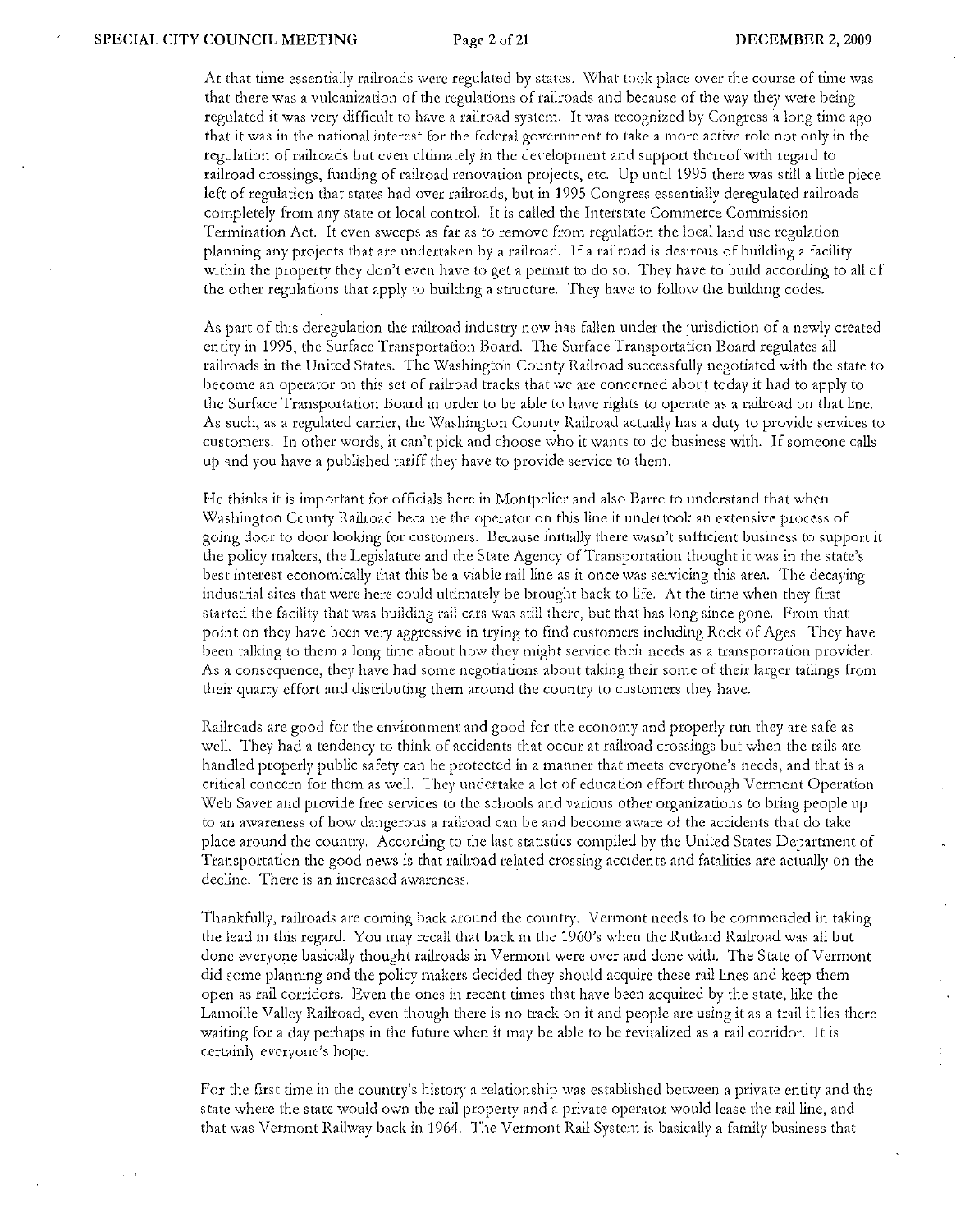At that time essentially railroads were regulated by states. What took place over the course of time was that there was a vulcanization of the regulations of railroads and because of the way they were being regulated it was very difficult to have a railroad system. It was recognized by Congress a long time ago that it was in the national interest for the federal government to take a more active role not only in the regulation of railroads but even ultimately in the development and support thereof with regard to railroad crossings, funding of railroad renovation projects, etc. Up until 1995 there was still a little piece left of regulation that states had over railroads, but in 1995 Congress essentially deregulated railroads completely from any state or local control. It is called the Interstate Commerce Commission Termination Act. It even sweeps as far as to remove from regulation the local land use regulation planning any projects that are undertaken by a railroad. If a railroad is desirous of building a facility within the property they don't even have to get a permit to do so. They have to build according to all of the other regulations that apply to building a structure. They have to follow the building codes.

As part of this deregulation the railroad industry now has fallen under the jurisdiction of a newly created entity in 1995, the Surface Transportation Board. The Surface Transportation Board regulates all railroads in the United States. The Washington County Railroad successfully negotiated with the state to become an operator on this set of railroad tracks that we are concerned about today it had to apply to the Surface Transportation Board in order to be able to have rights to operate as a railroad on that line. As such, as a regulated carrier, the Washington County Railroad actually has a duty to provide services to customers. In other words, it can't pick and choose who it wants to do business with. If someone calls up and you have a published tariff they have to provide service to them.

He thinks it is important for officials here in Montpelier and also Barre to understand that when Washington County Railroad became the operator on this line it undertook an extensive process of going door to door looking for customers. Because initially there wasn't sufficient business to support it the policy makers, the Legislature and the State Agency of Transportation thought it was in the state's best interest economically that this be a viable rail line as it once was servicing this area. The decaying industrial sites that were here could ultimately be brought back to life. At the time when they first started the facility that was building rail cars was still there, but that has long since gone. From that point on they have been very aggressive in trying to find customers including Rock of Ages. They have been talking to them a long time about how they might service their needs as a transportation provider. As a consequence, they have had some negotiations about taking their some of their larger tailings from their quarry effort and distributing them around the country to customers they have.

Railroads are good for the environment and good for the economy and properly run they are safe as well. They had a tendency to think of accidents that occur at railroad crossings but when the rails are handled properly public safety can be protected in a manner that meets everyone's needs, and that is a critical concern for them as well. They undertake a lot of education effort through Vermont Operation Web Saver and provide free services to the schools and various other organizations to bring people up to an awareness of how dangerous a railroad can be and become aware of the accidents that do take place around the country. According to the last statistics compiled by the United States Department of Transportation the good news is that railroad related crossing accidents and fatalities are actually on the decline. There is an increased awareness.

Thankfully, railroads are coming back around the country. Vermont needs to be commended in taking the lead in this regard. You may recall that back in the 1960's when the Rutland Railroad was all but done everyone basically thought railroads in Vermont were over and done with. The State of Vermont did some planning and the policy makers decided they should acquire these rail lines and keep them open as rail corridors. Even the ones in recent times that have been acquired by the state, like the Lamoille Valley Railroad, even though there is no track on it and people are using it as a trail it lies there waiting for a day perhaps in the future when it may be able to be revitalized as a rail corridor. It is certainly everyone's hope.

For the first time in the country's history a relationship was established between a private entity and the state where the state would own the rail property and a private operator would lease the rail line, and that was Vermont Railway back in 1964. The Vermont Rail System is basically a family business that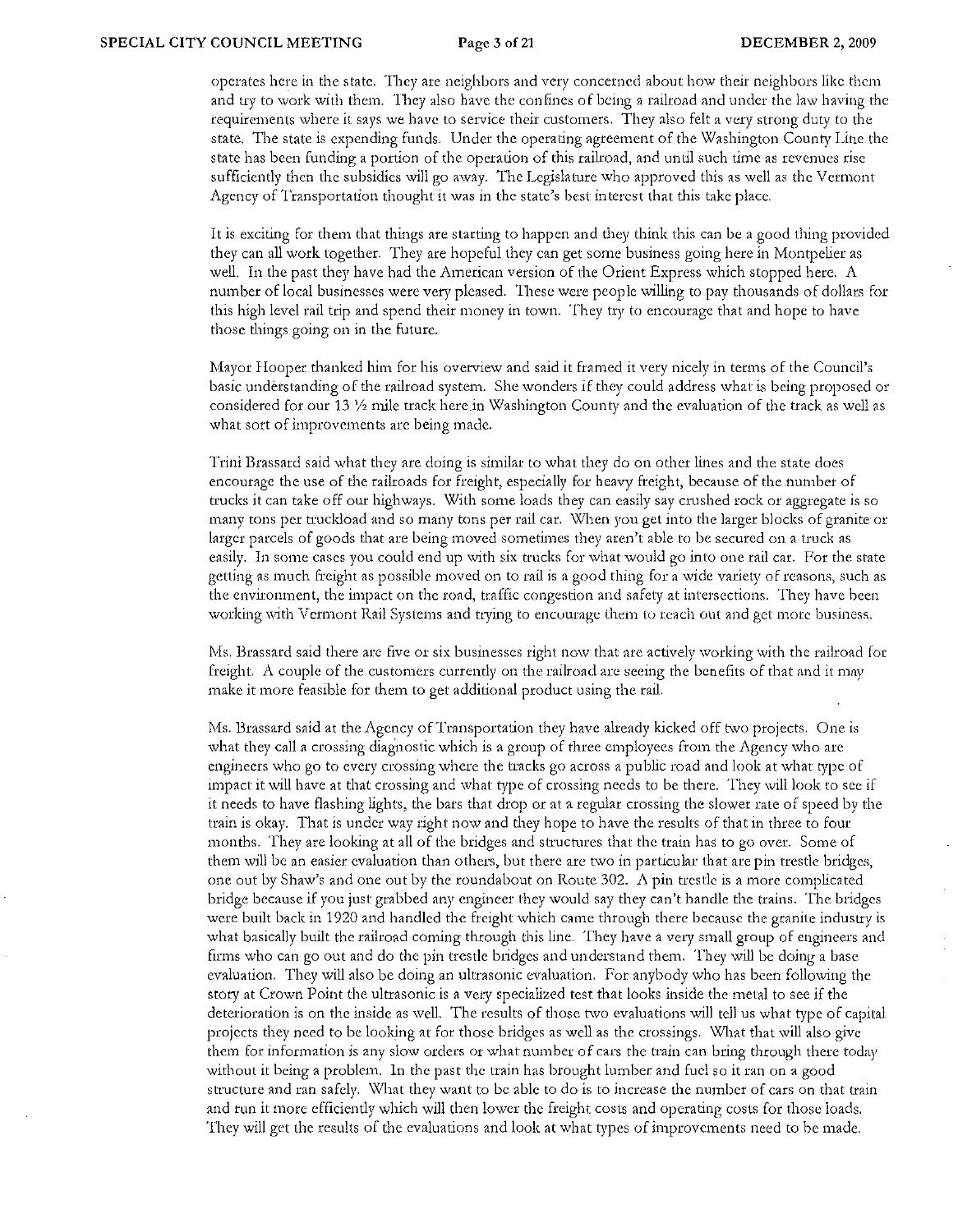operates here in the state. They are neighbors and very concerned about how their neighbors like them and try to work with them. They also have the confines of being a railroad and under the law having the requirements where it says we have to service their customers. They also felt a very strong duty to the state. The state is expending funds. Under the operating agreement of the Washington County Line the state has been funding a portion of the operation of this railroad, and until such time as revenues rise sufficiently then the subsidies will go away. The Legislature who approved this as well as the Vermont Agency of Transportation thought it was in the state's best interest that this take place.

It is exciting for them that things are starting to happen and they think this can be a good thing provided they can all work together. They are hopeful they can get some business going here in Montpelier as well. In the past they have had the American version of the Orient Express which stopped here. A number of local businesses were very pleased. These were people willing to pay thousands of dollars for this high level rail trip and spend their money in town. They try to encourage that and hope to have those things going on in the future.

Mayor Hooper thanked him for his overview and said it framed it very nicely in terms of the Council's basic understanding of the railroad system. She wonders if they could address what is being proposed or considered for our 13 ½ mile track here in Washington County and the evaluation of the track as well as what sort of improvements are being made.

Trini Brassard said what they are doing is similar to what they do on other lines and the state does encourage the use of the railroads for freight, especially for heavy freight, because of the number of trucks it can take off our highways. With some loads they can easily say crushed rock or aggregate is so many tons per truckload and so many tons per rail car. When you get into the larger blocks of granite or larger parcels of goods that are being moved sometimes they aren't able to be secured on a truck as easily. In some cases you could end up with six trucks for what would go into one rail car. For the state getting as much freight as possible moved on to rail is a good thing for a wide variety of reasons, such as the environment, the impact on the road, traffic congestion and safety at intersections. They have been working with Vermont Rail Systems and trying to encourage them to reach out and get more business.

Ms. Brassard said there are five or six businesses right now that are actively working with the railroad for freight. A couple of the customers currently on the railroad are seeing the benefits of that and it may make it more feasible for them to get additional product using the rail.

Ms. Brassard said at the Agency of Transportation they have already kicked off two projects. One is what they call a crossing diagnostic which is a group of three employees from the Agency who are engineers who go to every crossing where the tracks go across a public road and look at what type of impact it will have at that crossing and what type of crossing needs to be there. They will look to see if it needs to have flashing lights, the bars that drop or at a regular crossing the slower rate of speed by the train is okay. That is under way right now and they hope to have the results of that in three to four months. They are looking at all of the bridges and structures that the train has to go over. Some of them will be an easier evaluation than others, but there are two in particular that are pin trestle bridges, one out by Shaw's and one out by the roundabout on Route 302. A pin trestle is a more complicated bridge because if you just grabbed any engineer they would say they can't handle the trains. The bridges were built back in 1920 and handled the freight which came through there because the granite industry is what basically built the railroad coming through this line. They have a very small group of engineers and firms who can go out and do the pin trestle bridges and understand them. They will be doing a base evaluation. They will also be doing an ultrasonic evaluation. For anybody who has been following the story at Crown Point the ultrasonic is a very specialized test that looks inside the metal to see if the deterioration is on the inside as well. The results of those two evaluations will tell us what type of capital projects they need to be looking at for those bridges as well as the crossings. What that will also give them for information is any slow orders or what number of cars the train can bring through there today without it being a problem. In the past the train has brought lumber and fuel so it ran on a good structure and ran safely. What they want to be able to do is to increase the number of cars on that train and run it more efficiently which will then lower the freight costs and operating costs for those loads. They will get the results of the evaluations and look at what types of improvements need to be made.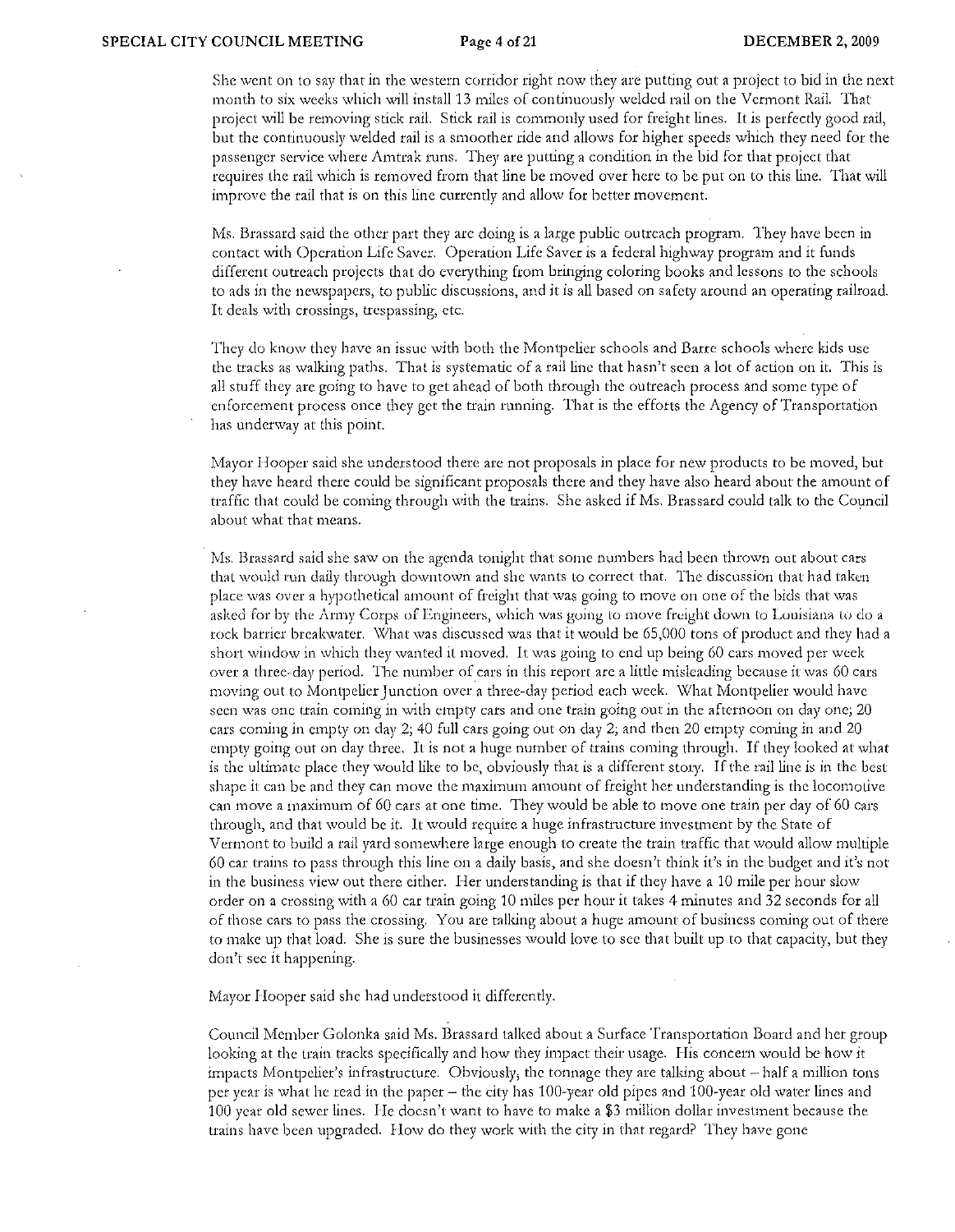She went on to say that in the western corridor right now they are putting out a project to bid in the next month to six weeks which will install 13 miles of continuously welded rail on the Vermont Rail. That project will be removing stick rail. Stick rail is commonly used for freight lines. It is perfectly good rail, but the continuously welded rail is a smoother ride and allows for higher speeds which they need for the passenger service where Amtrak runs. They are putting a condition in the bid for that project that requires the rail which is removed from that line be moved over here to be put on to this line. That will improve the rail that is on this line currently and allow for better movement.

Ms. Brassard said the other part they are doing is a large public outreach program. They have been in contact with Operation Life Saver. Operation Life Saver is a federal highway program and it funds different outreach projects that do everything from bringing coloring books and lessons to the schools to ads in the newspapers, to public discussions, and it is all based on safety around an operating railroad. It deals with crossings, trespassing, etc.

They do know they have an issue with both the Montpelier schools and Barre schools where kids use the tracks as walking paths. That is systematic of a rail line that hasn't seen a lot of action on it. This is all stuff they are going to have to get ahead of both through the outreach process and some type of enforcement process once they get the train running. That is the efforts the Agency of Transportation has underway at this point.

Mayor Hooper said she understood there are not proposals in place for new products to be moved, but they have heard there could be significant proposals there and they have also heard about the amount of traffic that could be coming through with the trains. She asked if Ms. Brassard could talk to the Council about what that means.

Ms. Brassard said she saw on the agenda tonight that some numbers had been thrown out about cars that would run daily through downtown and she wants to correct that. The discussion that had taken place was over a hypothetical amount of freight that was going to move on one of the bids that was asked for by the Army Corps of Engineers, which was going to move freight down to Louisiana to do a rock barrier breakwater. What was discussed was that it would be 65,000 tons of product and they had a short window in which they wanted it moved. It was going to end up being 60 cars moved per week over a three-day period. The number of cars in this report are a little misleading because it was 60 cars moving out to Montpelier Junction over a three-day period each week. What Montpelier would have seen was one train coming in with empty cars and one train going out in the afternoon on day one; 20 cars coming in empty on day 2; 40 full cars going out on day 2; and then 20 empty coming in and 20 empty going out on day three. It is not a huge number of trains coming through. If they looked at what is the ultimate place they would like to be, obviously that is a different story. If the rail line is in the best shape it can be and they can move the maximum amount of freight her understanding is the locomotive can move a maximum of 60 cars at one time. They would be able to move one train per day of 60 cars through, and that would be it. It would require a huge infrastructure investment by the State of Vermont to build a rail yard somewhere large enough to create the train traffic that would allow multiple 60 car trains to pass through this line on a daily basis, and she doesn't think it's in the budget and it's not in the business view out there either. Her understanding is that if they have a 10 mile per hour slow order on a crossing with a 60 car train going 10 miles per hour it takes 4 minutes and 32 seconds for all of those cars to pass the crossing. You are talking about a huge amount of business coming out of there to make up that load. She is sure the businesses would love to see that built up to that capacity, but they don't see it happening.

Mayor Hooper said she had understood it differently.

Council Member Golonka said Ms. Brassard talked about a Surface Transportation Board and her group looking at the train tracks specifically and how they impact their usage. His concern would be how it impacts Montpelier's infrastructure. Obviously, the tonnage they are talking about – half a million tons per year is what he read in the paper – the city has 100-year old pipes and 100-year old water lines and 100 year old sewer lines. He doesn't want to have to make a $3 million dollar investment because the trains have been upgraded. How do they work with the city in that regard? They have gone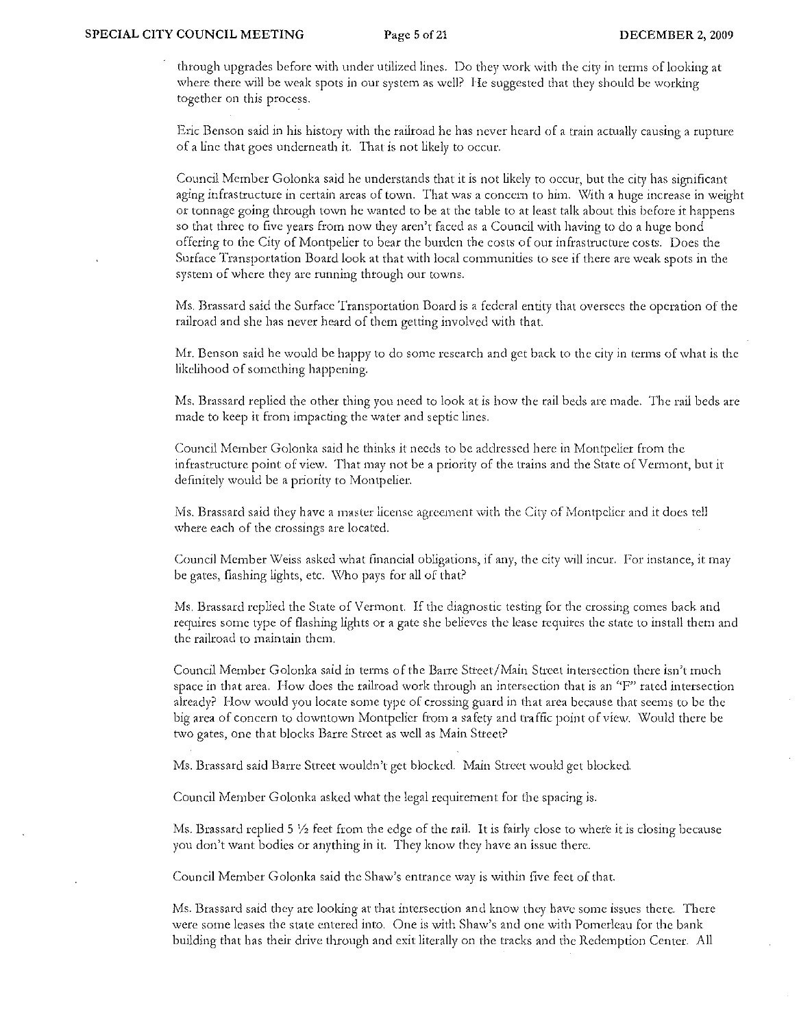through upgrades before with under utilized lines. Do they work with the city in terms of looking at where there will be weak spots in our system as well? He suggested that they should be working together on this process.

Eric Benson said in his history with the railroad he has never heard of a train actually causing a rupture of a line that goes underneath it. That is not likely to occur.

Council Member Golonka said he understands that it is not likely to occur, but the city has significant aging infrastructure in certain areas of town. That was a concern to him. With a huge increase in weight or tonnage going through town he wanted to be at the table to at least talk about this before it happens so that three to five years from now they aren't faced as a Council with having to do a huge bond offering to the City of Montpelier to bear the burden the costs of our infrastructure costs. Does the Surface Transportation Board look at that with local communities to see if there are weak spots in the system of where they are running through our towns.

Ms. Brassard said the Surface Transportation Board is a federal entity that oversees the operation of the railroad and she has never heard of them getting involved with that.

Mr. Benson said he would be happy to do some research and get back to the city in terms of what is the likelihood of something happening.

Ms. Brassard replied the other thing you need to look at is how the rail beds are made. The rail beds are made to keep it from impacting the water and septic lines.

Council Member Golonka said he thinks it needs to be addressed here in Montpelier from the infrastructure point of view. That may not be a priority of the trains and the State of Vermont, but it definitely would be a priority to Montpelier.

Ms. Brassard said they have a master license agreement with the City of Montpelier and it does tell where each of the crossings are located.

Council Member Weiss asked what financial obligations, if any, the city will incur. For instance, it may be gates, flashing lights, etc. Who pays for all of that?

Ms. Brassard replied the State of Vermont. If the diagnostic testing for the crossing comes back and requires some type of flashing lights or a gate she believes the lease requires the state to install them and the railroad to maintain them.

Council Member Golonka said in terms of the Barre Street/Main Street intersection there isn't much space in that area. How does the railroad work through an intersection that is an "F" rated intersection already? How would you locate some type of crossing guard in that area because that seems to be the big area of concern to downtown Montpelier from a safety and traffic point of view. Would there be two gates, one that blocks Barre Street as well as Main Street?

Ms. Brassard said Barre Street wouldn't get blocked. Main Street would get blocked.

Council Member Golonka asked what the legal requirement for the spacing is.

Ms. Brassard replied 5 ½ feet from the edge of the rail. It is fairly close to where it is closing because you don't want bodies or anything in it. They know they have an issue there.

Council Member Golonka said the Shaw's entrance way is within five feet of that.

Ms. Brassard said they are looking at that intersection and know they have some issues there. There were some leases the state entered into. One is with Shaw's and one with Pomerleau for the bank building that has their drive through and exit literally on the tracks and the Redemption Center. All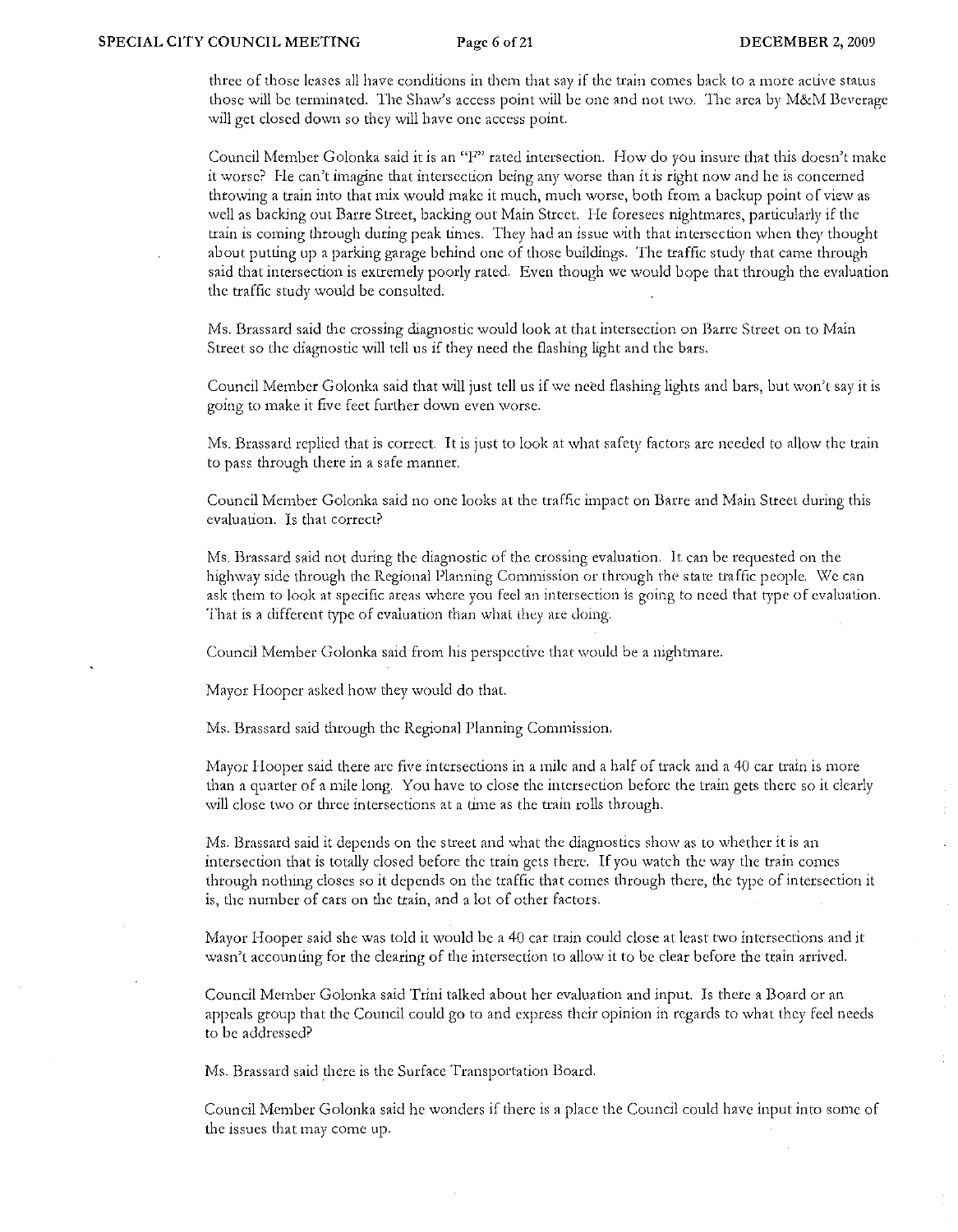three of those leases all have conditions in them that say if the train comes back to a more active status those will be terminated. The Shaw's access point will be one and not two. The area by M&M Beverage will get closed down so they will have one access point.

Council Member Golonka said it is an "F" rated intersection. How do you insure that this doesn't make it worse? He can't imagine that intersection being any worse than it is right now and he is concerned throwing a train into that mix would make it much, much worse, both from a backup point of view as well as backing out Barre Street, backing out Main Street. He foresees nightmares, particularly if the train is coming through during peak times. They had an issue with that intersection when they thought about putting up a parking garage behind one of those buildings. The traffic study that came through said that intersection is extremely poorly rated. Even though we would hope that through the evaluation the traffic study would be consulted.

Ms. Brassard said the crossing diagnostic would look at that intersection on Barre Street on to Main Street so the diagnostic will tell us if they need the flashing light and the bars.

Council Member Golonka said that will just tell us if we need flashing lights and bars, but won't say it is going to make it five feet further down even worse.

Ms. Brassard replied that is correct. It is just to look at what safety factors are needed to allow the train to pass through there in a safe manner.

Council Member Golonka said no one looks at the traffic impact on Barre and Main Street during this evaluation. Is that correct?

Ms. Brassard said not during the diagnostic of the crossing evaluation. It can be requested on the highway side through the Regional Planning Commission or through the state traffic people. We can ask them to look at specific areas where you feel an intersection is going to need that type of evaluation. That is a different type of evaluation than what they are doing.

Council Member Golonka said from his perspective that would be a nightmare.

Mayor Hooper asked how they would do that.

Ms. Brassard said through the Regional Planning Commission.

Mayor Hooper said there are five intersections in a mile and a half of track and a 40 car train is more than a quarter of a mile long. You have to close the intersection before the train gets there so it clearly will close two or three intersections at a time as the train rolls through.

Ms. Brassard said it depends on the street and what the diagnostics show as to whether it is an intersection that is totally closed before the train gets there. If you watch the way the train comes through nothing closes so it depends on the traffic that comes through there, the type of intersection it is, the number of cars on the train, and a lot of other factors.

Mayor Hooper said she was told it would be a 40 car train could close at least two intersections and it wasn't accounting for the clearing of the intersection to allow it to be clear before the train arrived.

Council Member Golonka said Trini talked about her evaluation and input. Is there a Board or an appeals group that the Council could go to and express their opinion in regards to what they feel needs to be addressed?

Ms. Brassard said there is the Surface Transportation Board.

Council Member Golonka said he wonders if there is a place the Council could have input into some of the issues that may come up.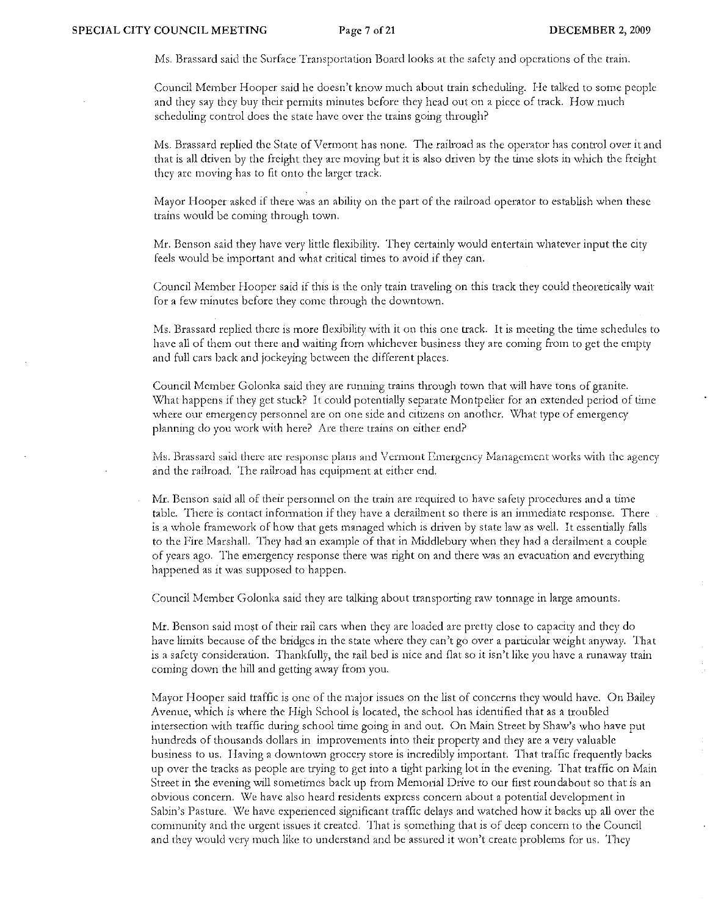Ms. Brassard said the Surface Transportation Board looks at the safety and operations of the train.

Council Member Hooper said he doesn't know much about train scheduling. He talked to some people and they say they buy their permits minutes before they head out on a piece of track. How much scheduling control does the state have over the trains going through?

Ms. Brassard replied the State of Vermont has none. The railroad as the operator has control over it and that is all driven by the freight they are moving but it is also driven by the time slots in which the freight they are moving has to fit onto the larger track.

Mayor Hooper asked if there was an ability on the part of the railroad operator to establish when these trains would be coming through town.

Mr. Benson said they have very little flexibility. They certainly would entertain whatever input the city feels would be important and what critical times to avoid if they can.

Council Member Hooper said if this is the only train traveling on this track they could theoretically wait for a few minutes before they come through the downtown.

Ms. Brassard replied there is more flexibility with it on this one track. It is meeting the time schedules to have all of them out there and waiting from whichever business they are coming from to get the empty and full cars back and jockeying between the different places.

Council Member Golonka said they are running trains through town that will have tons of granite. What happens if they get stuck? It could potentially separate Montpelier for an extended period of time where our emergency personnel are on one side and citizens on another. What type of emergency planning do you work with here? Are there trains on either end?

Ms. Brassard said there are response plans and Vermont Emergency Management works with the agency and the railroad. The railroad has equipment at either end.

Mr. Benson said all of their personnel on the train are required to have safety procedures and a time table. There is contact information if they have a derailment so there is an immediate response. There is a whole framework of how that gets managed which is driven by state law as well. It essentially falls to the Fire Marshall. They had an example of that in Middlebury when they had a derailment a couple of years ago. The emergency response there was right on and there was an evacuation and everything happened as it was supposed to happen.

Council Member Golonka said they are talking about transporting raw tonnage in large amounts.

Mr. Benson said most of their rail cars when they are loaded are pretty close to capacity and they do have limits because of the bridges in the state where they can't go over a particular weight anyway. That is a safety consideration. Thankfully, the rail bed is nice and flat so it isn't like you have a runaway train coming down the hill and getting away from you.

Mayor Hooper said traffic is one of the major issues on the list of concerns they would have. On Bailey Avenue, which is where the High School is located, the school has identified that as a troubled intersection with traffic during school time going in and out. On Main Street by Shaw's who have put hundreds of thousands dollars in improvements into their property and they are a very valuable business to us. Having a downtown grocery store is incredibly important. That traffic frequently backs up over the tracks as people are trying to get into a tight parking lot in the evening. That traffic on Main Street in the evening will sometimes back up from Memorial Drive to our first roundabout so that is an obvious concern. We have also heard residents express concern about a potential development in Sabin's Pasture. We have experienced significant traffic delays and watched how it backs up all over the community and the urgent issues it created. That is something that is of deep concern to the Council and they would very much like to understand and be assured it won't create problems for us. They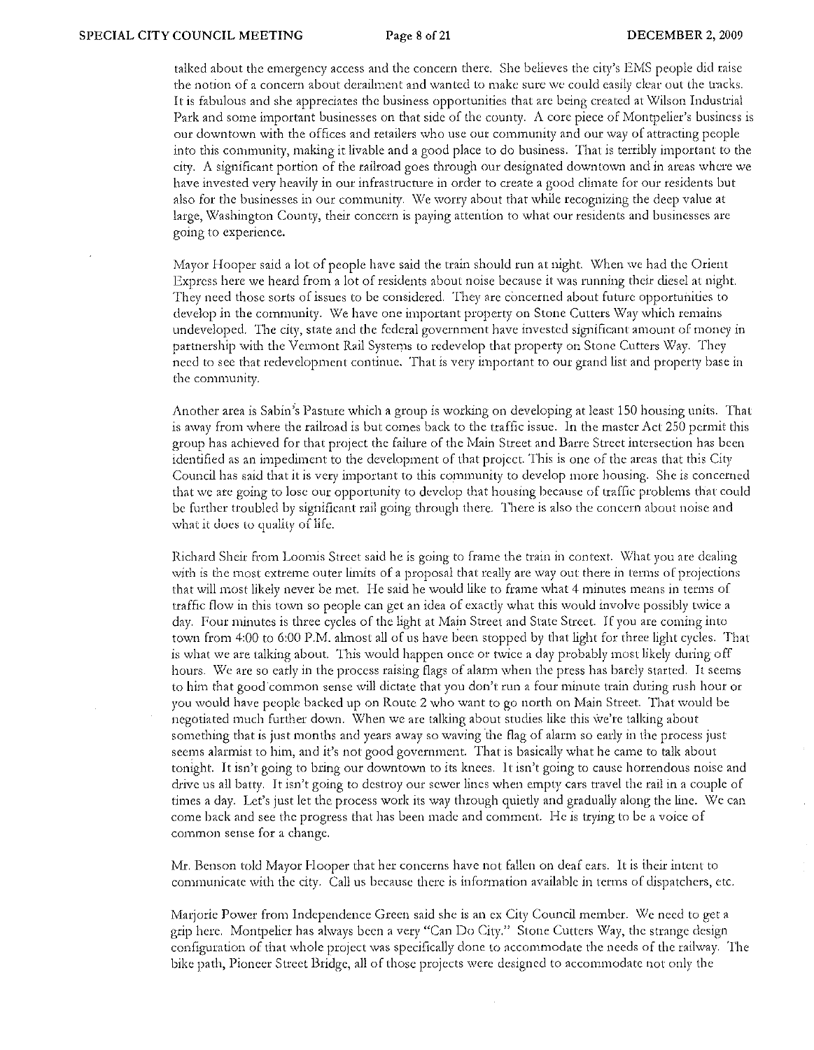talked about the emergency access and the concern there. She believes the city's EMS people did raise the notion of a concern about derailment and wanted to make sure we could easily clear out the tracks. It is fabulous and she appreciates the business opportunities that are being created at Wilson Industrial Park and some important businesses on that side of the county. A core piece of Montpelier's business is our downtown with the offices and retailers who use our community and our way of attracting people into this community, making it livable and a good place to do business. That is terribly important to the city. A significant portion of the railroad goes through our designated downtown and in areas where we have invested very heavily in our infrastructure in order to create a good climate for our residents but also for the businesses in our community. We worry about that while recognizing the deep value at large, Washington County, their concern is paying attention to what our residents and businesses are going to experience.

Mayor Hooper said a lot of people have said the train should run at night. When we had the Orient Express here we heard from a lot of residents about noise because it was running their diesel at night. They need those sorts of issues to be considered. They are concerned about future opportunities to develop in the community. We have one important property on Stone Cutters Way which remains undeveloped. The city, state and the federal government have invested significant amount of money in partnership with the Vermont Rail Systems to redevelop that property on Stone Cutters Way. They need to see that redevelopment continue. That is very important to our grand list and property base in the community.

Another area is Sabin's Pasture which a group is working on developing at least 150 housing units. That is away from where the railroad is but comes back to the traffic issue. In the master Act 250 permit this group has achieved for that project the failure of the Main Street and Barre Street intersection has been identified as an impediment to the development of that project. This is one of the areas that this City Council has said that it is very important to this community to develop more housing. She is concerned that we are going to lose our opportunity to develop that housing because of traffic problems that could be further troubled by significant rail going through there. There is also the concern about noise and what it does to quality of life.

Richard Sheir from Loomis Street said he is going to frame the train in context. What you are dealing with is the most extreme outer limits of a proposal that really are way out there in terms of projections that will most likely never be met. He said he would like to frame what 4 minutes means in terms of traffic flow in this town so people can get an idea of exactly what this would involve possibly twice a day. Four minutes is three cycles of the light at Main Street and State Street. If you are coming into town from 4:00 to 6:00 P.M. almost all of us have been stopped by that light for three light cycles. That is what we are talking about. This would happen once or twice a day probably most likely during off hours. We are so early in the process raising flags of alarm when the press has barely started. It seems to him that good common sense will dictate that you don't run a four minute train during rush hour or you would have people backed up on Route 2 who want to go north on Main Street. That would be negotiated much further down. When we are talking about studies like this we're talking about something that is just months and years away so waving the flag of alarm so early in the process just seems alarmist to him, and it's not good government. That is basically what he came to talk about tonight. It isn't going to bring our downtown to its knees. It isn't going to cause horrendous noise and drive us all batty. It isn't going to destroy our sewer lines when empty cars travel the rail in a couple of times a day. Let's just let the process work its way through quietly and gradually along the line. We can come back and see the progress that has been made and comment. He is trying to be a voice of common sense for a change.

Mr. Benson told Mayor Hooper that her concerns have not fallen on deaf ears. It is their intent to communicate with the city. Call us because there is information available in terms of dispatchers, etc.

Marjorie Power from Independence Green said she is an ex City Council member. We need to get a grip here. Montpelier has always been a very "Can Do City." Stone Cutters Way, the strange design configuration of that whole project was specifically done to accommodate the needs of the railway. The bike path, Pioneer Street Bridge, all of those projects were designed to accommodate not only the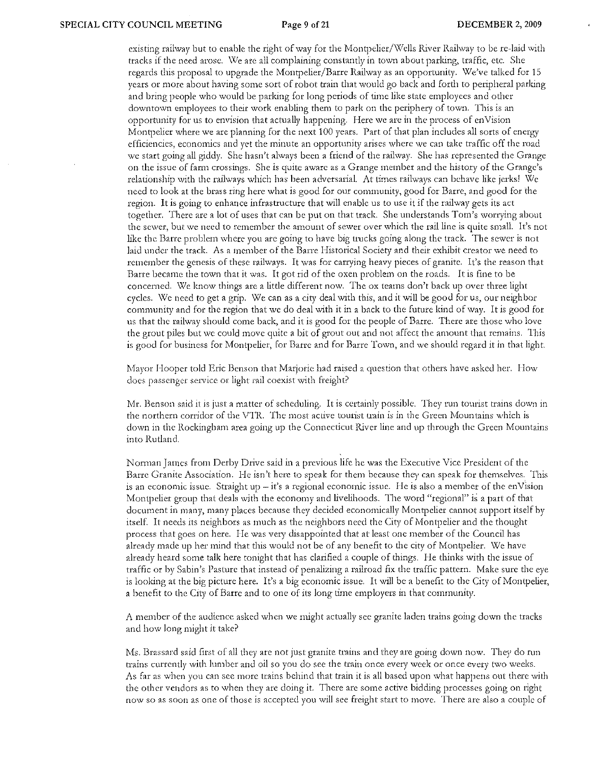existing railway but to enable the right of way for the Montpelier/Wells River Railway to be re-laid with tracks if the need arose. We are all complaining constantly in town about parking, traffic, etc. She regards this proposal to upgrade the Montpelier/Barre Railway as an opportunity. We've talked for 15 years or more about having some sort of robot train that would go back and forth to peripheral parking and bring people who would be parking for long periods of time like state employees and other downtown employees to their work enabling them to park on the periphery of town. This is an opportunity for us to envision that actually happening. Here we are in the process of enVision Montpelier where we are planning for the next 100 years. Part of that plan includes all sorts of energy efficiencies, economics and yet the minute an opportunity arises where we can take traffic off the road we start going all giddy. She hasn't always been a friend of the railway. She has represented the Grange on the issue of farm crossings. She is quite aware as a Grange member and the history of the Grange's relationship with the railways which has been adversarial. At times railways can behave like jerks! We need to look at the brass ring here what is good for our community, good for Barre, and good for the region. It is going to enhance infrastructure that will enable us to use it if the railway gets its act together. There are a lot of uses that can be put on that track. She understands Tom's worrying about the sewer, but we need to remember the amount of sewer over which the rail line is quite small. It's not like the Barre problem where you are going to have big trucks going along the track. The sewer is not laid under the track. As a member of the Barre Historical Society and their exhibit creator we need to remember the genesis of these railways. It was for carrying heavy pieces of granite. It's the reason that Barre became the town that it was. It got rid of the oxen problem on the roads. It is fine to be concerned. We know things are a little different now. The ox teams don't back up over three light cycles. We need to get a grip. We can as a city deal with this, and it will be good for us, our neighbor community and for the region that we do deal with it in a back to the future kind of way. It is good for us that the railway should come back, and it is good for the people of Barre. There are those who love the grout piles but we could move quite a bit of grout out and not affect the amount that remains. This is good for business for Montpelier, for Barre and for Barre Town, and we should regard it in that light.

Mayor Hooper told Eric Benson that Marjorie had raised a question that others have asked her. How does passenger service or light rail coexist with freight?

Mr. Benson said it is just a matter of scheduling. It is certainly possible. They run tourist trains down in the northern corridor of the VTR. The most active tourist train is in the Green Mountains which is down in the Rockingham area going up the Connecticut River line and up through the Green Mountains into Rutland.

Norman James from Derby Drive said in a previous life he was the Executive Vice President of the Barre Granite Association. He isn't here to speak for them because they can speak for themselves. This is an economic issue. Straight up – it's a regional economic issue. He is also a member of the enVision Montpelier group that deals with the economy and livelihoods. The word "regional" is a part of that document in many, many places because they decided economically Montpelier cannot support itself by itself. It needs its neighbors as much as the neighbors need the City of Montpelier and the thought process that goes on here. He was very disappointed that at least one member of the Council has already made up her mind that this would not be of any benefit to the city of Montpelier. We have already heard some talk here tonight that has clarified a couple of things. He thinks with the issue of traffic or by Sabin's Pasture that instead of penalizing a railroad fix the traffic pattern. Make sure the eye is looking at the big picture here. It's a big economic issue. It will be a benefit to the City of Montpelier, a benefit to the City of Barre and to one of its long time employers in that community.

A member of the audience asked when we might actually see granite laden trains going down the tracks and how long might it take?

Ms. Brassard said first of all they are not just granite trains and they are going down now. They do run trains currently with lumber and oil so you do see the train once every week or once every two weeks. As far as when you can see more trains behind that train it is all based upon what happens out there with the other vendors as to when they are doing it. There are some active bidding processes going on right now so as soon as one of those is accepted you will see freight start to move. There are also a couple of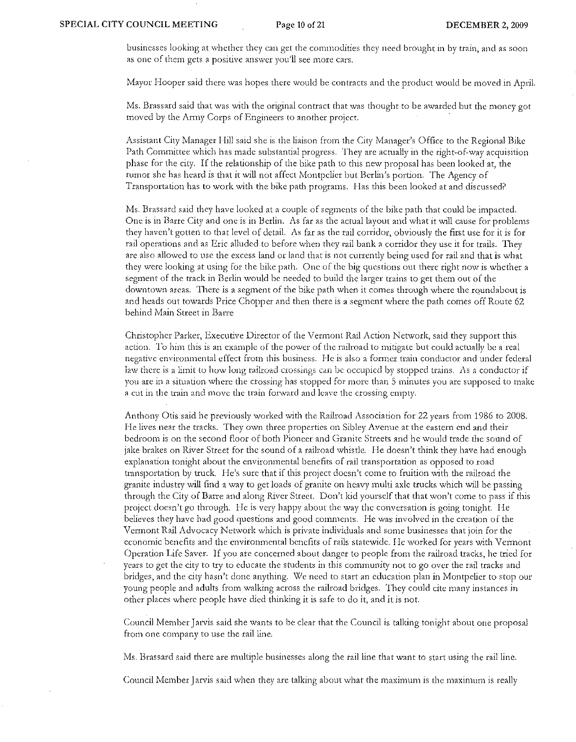businesses looking at whether they can get the commodities they need brought in by train, and as soon as one of them gets a positive answer you'll see more cars.

Mayor Hooper said there was hopes there would be contracts and the product would be moved in April.

Ms. Brassard said that was with the original contract that was thought to be awarded but the money got moved by the Army Corps of Engineers to another project.

Assistant City Manager Hill said she is the liaison from the City Manager's Office to the Regional Bike Path Committee which has made substantial progress. They are actually in the right-of-way acquisition phase for the city. If the relationship of the bike path to this new proposal has been looked at, the rumor she has heard is that it will not affect Montpelier but Berlin's portion. The Agency of Transportation has to work with the bike path programs. Has this been looked at and discussed?

Ms. Brassard said they have looked at a couple of segments of the bike path that could be impacted. One is in Barre City and one is in Berlin. As far as the actual layout and what it will cause for problems they haven't gotten to that level of detail. As far as the rail corridor, obviously the first use for it is for rail operations and as Eric alluded to before when they rail bank a corridor they use it for trails. They are also allowed to use the excess land or land that is not currently being used for rail and that is what they were looking at using for the bike path. One of the big questions out there right now is whether a segment of the track in Berlin would be needed to build the larger trains to get them out of the downtown areas. There is a segment of the bike path when it comes through where the roundabout is and heads out towards Price Chopper and then there is a segment where the path comes off Route 62 behind Main Street in Barre

Christopher Parker, Executive Director of the Vermont Rail Action Network, said they support this action. To him this is an example of the power of the railroad to mitigate but could actually be a real negative environmental effect from this business. He is also a former train conductor and under federal law there is a limit to how long railroad crossings can be occupied by stopped trains. As a conductor if you are in a situation where the crossing has stopped for more than 5 minutes you are supposed to make a cut in the train and move the train forward and leave the crossing empty.

Anthony Otis said he previously worked with the Railroad Association for 22 years from 1986 to 2008. He lives near the tracks. They own three properties on Sibley Avenue at the eastern end and their bedroom is on the second floor of both Pioneer and Granite Streets and he would trade the sound of jake brakes on River Street for the sound of a railroad whistle. He doesn't think they have had enough explanation tonight about the environmental benefits of rail transportation as opposed to road transportation by truck. He's sure that if this project doesn't come to fruition with the railroad the granite industry will find a way to get loads of granite on heavy multi axle trucks which will be passing through the City of Barre and along River Street. Don't kid yourself that that won't come to pass if this project doesn't go through. He is very happy about the way the conversation is going tonight. He believes they have had good questions and good comments. He was involved in the creation of the Vermont Rail Advocacy Network which is private individuals and some businesses that join for the economic benefits and the environmental benefits of rails statewide. He worked for years with Vermont Operation Life Saver. If you are concerned about danger to people from the railroad tracks, he tried for years to get the city to try to educate the students in this community not to go over the rail tracks and bridges, and the city hasn't done anything. We need to start an education plan in Montpelier to stop our young people and adults from walking across the railroad bridges. They could cite many instances in other places where people have died thinking it is safe to do it, and it is not.

Council Member Jarvis said she wants to be clear that the Council is talking tonight about one proposal from one company to use the rail line.

Ms. Brassard said there are multiple businesses along the rail line that want to start using the rail line.

Council Member Jarvis said when they are talking about what the maximum is the maximum is really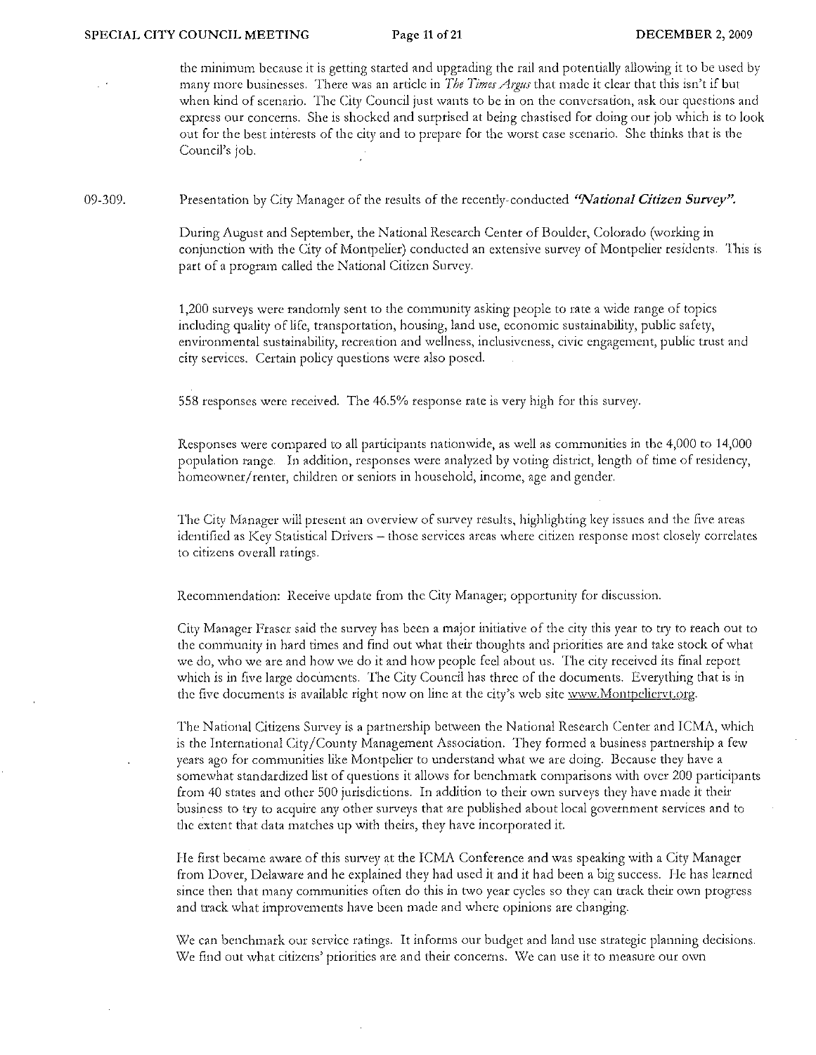the minimum because it is getting started and upgrading the rail and potentially allowing it to be used by many more businesses. There was an article in *The Times Argus* that made it clear that this isn't if but when kind of scenario. The City Council just wants to be in on the conversation, ask our questions and express our concerns. She is shocked and surprised at being chastised for doing our job which is to look out for the best interests of the city and to prepare for the worst case scenario. She thinks that is the Council's job.

09-309. Presentation by City Manager of the results of the recently-conducted ***"National Citizen Survey".***

During August and September, the National Research Center of Boulder, Colorado (working in conjunction with the City of Montpelier) conducted an extensive survey of Montpelier residents. This is part of a program called the National Citizen Survey.

1,200 surveys were randomly sent to the community asking people to rate a wide range of topics including quality of life, transportation, housing, land use, economic sustainability, public safety, environmental sustainability, recreation and wellness, inclusiveness, civic engagement, public trust and city services. Certain policy questions were also posed.

558 responses were received. The 46.5% response rate is very high for this survey.

Responses were compared to all participants nationwide, as well as communities in the 4,000 to 14,000 population range. In addition, responses were analyzed by voting district, length of time of residency, homeowner/renter, children or seniors in household, income, age and gender.

The City Manager will present an overview of survey results, highlighting key issues and the five areas identified as Key Statistical Drivers – those services areas where citizen response most closely correlates to citizens overall ratings.

Recommendation: Receive update from the City Manager; opportunity for discussion.

City Manager Fraser said the survey has been a major initiative of the city this year to try to reach out to the community in hard times and find out what their thoughts and priorities are and take stock of what we do, who we are and how we do it and how people feel about us. The city received its final report which is in five large documents. The City Council has three of the documents. Everything that is in the five documents is available right now on line at the city's web site www.Montpeliervt.org.

The National Citizens Survey is a partnership between the National Research Center and ICMA, which is the International City/County Management Association. They formed a business partnership a few years ago for communities like Montpelier to understand what we are doing. Because they have a somewhat standardized list of questions it allows for benchmark comparisons with over 200 participants from 40 states and other 500 jurisdictions. In addition to their own surveys they have made it their business to try to acquire any other surveys that are published about local government services and to the extent that data matches up with theirs, they have incorporated it.

He first became aware of this survey at the ICMA Conference and was speaking with a City Manager from Dover, Delaware and he explained they had used it and it had been a big success. He has learned since then that many communities often do this in two year cycles so they can track their own progress and track what improvements have been made and where opinions are changing.

We can benchmark our service ratings. It informs our budget and land use strategic planning decisions. We find out what citizens' priorities are and their concerns. We can use it to measure our own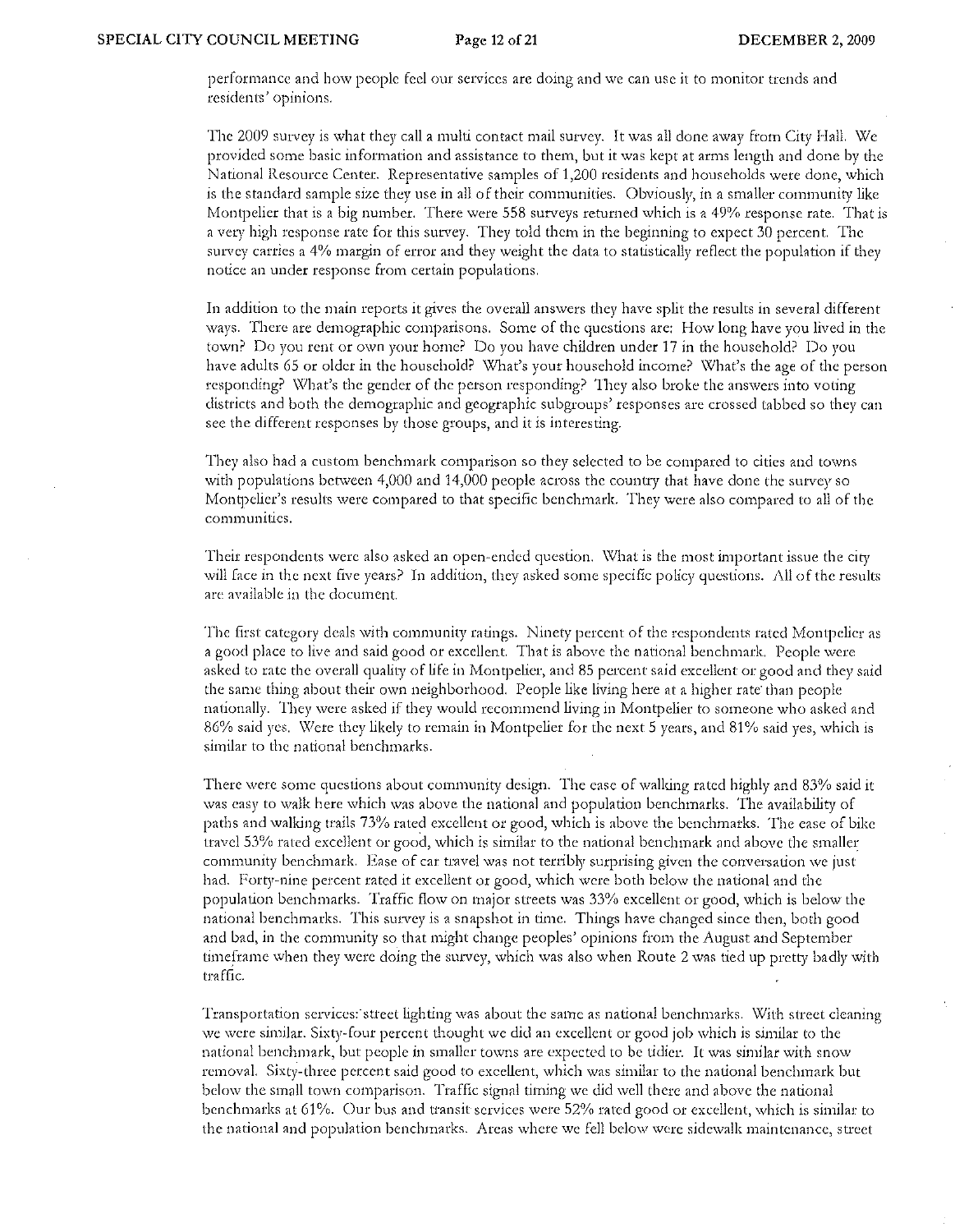performance and how people feel our services are doing and we can use it to monitor trends and residents' opinions.

The 2009 survey is what they call a multi contact mail survey. It was all done away from City Hall. We provided some basic information and assistance to them, but it was kept at arms length and done by the National Resource Center. Representative samples of 1,200 residents and households were done, which is the standard sample size they use in all of their communities. Obviously, in a smaller community like Montpelier that is a big number. There were 558 surveys returned which is a 49% response rate. That is a very high response rate for this survey. They told them in the beginning to expect 30 percent. The survey carries a 4% margin of error and they weight the data to statistically reflect the population if they notice an under response from certain populations.

In addition to the main reports it gives the overall answers they have split the results in several different ways. There are demographic comparisons. Some of the questions are: How long have you lived in the town? Do you rent or own your home? Do you have children under 17 in the household? Do you have adults 65 or older in the household? What's your household income? What's the age of the person responding? What's the gender of the person responding? They also broke the answers into voting districts and both the demographic and geographic subgroups' responses are crossed tabbed so they can see the different responses by those groups, and it is interesting.

They also had a custom benchmark comparison so they selected to be compared to cities and towns with populations between 4,000 and 14,000 people across the country that have done the survey so Montpelier's results were compared to that specific benchmark. They were also compared to all of the communities.

Their respondents were also asked an open-ended question. What is the most important issue the city will face in the next five years? In addition, they asked some specific policy questions. All of the results are available in the document.

The first category deals with community ratings. Ninety percent of the respondents rated Montpelier as a good place to live and said good or excellent. That is above the national benchmark. People were asked to rate the overall quality of life in Montpelier, and 85 percent said excellent or good and they said the same thing about their own neighborhood. People like living here at a higher rate than people nationally. They were asked if they would recommend living in Montpelier to someone who asked and 86% said yes. Were they likely to remain in Montpelier for the next 5 years, and 81% said yes, which is similar to the national benchmarks.

There were some questions about community design. The ease of walking rated highly and 83% said it was easy to walk here which was above the national and population benchmarks. The availability of paths and walking trails 73% rated excellent or good, which is above the benchmarks. The ease of bike travel 53% rated excellent or good, which is similar to the national benchmark and above the smaller community benchmark. Ease of car travel was not terribly surprising given the conversation we just had. Forty-nine percent rated it excellent or good, which were both below the national and the population benchmarks. Traffic flow on major streets was 33% excellent or good, which is below the national benchmarks. This survey is a snapshot in time. Things have changed since then, both good and bad, in the community so that might change peoples' opinions from the August and September timeframe when they were doing the survey, which was also when Route 2 was tied up pretty badly with traffic.

Transportation services: street lighting was about the same as national benchmarks. With street cleaning we were similar. Sixty-four percent thought we did an excellent or good job which is similar to the national benchmark, but people in smaller towns are expected to be tidier. It was similar with snow removal. Sixty-three percent said good to excellent, which was similar to the national benchmark but below the small town comparison. Traffic signal timing we did well there and above the national benchmarks at 61%. Our bus and transit services were 52% rated good or excellent, which is similar to the national and population benchmarks. Areas where we fell below were sidewalk maintenance, street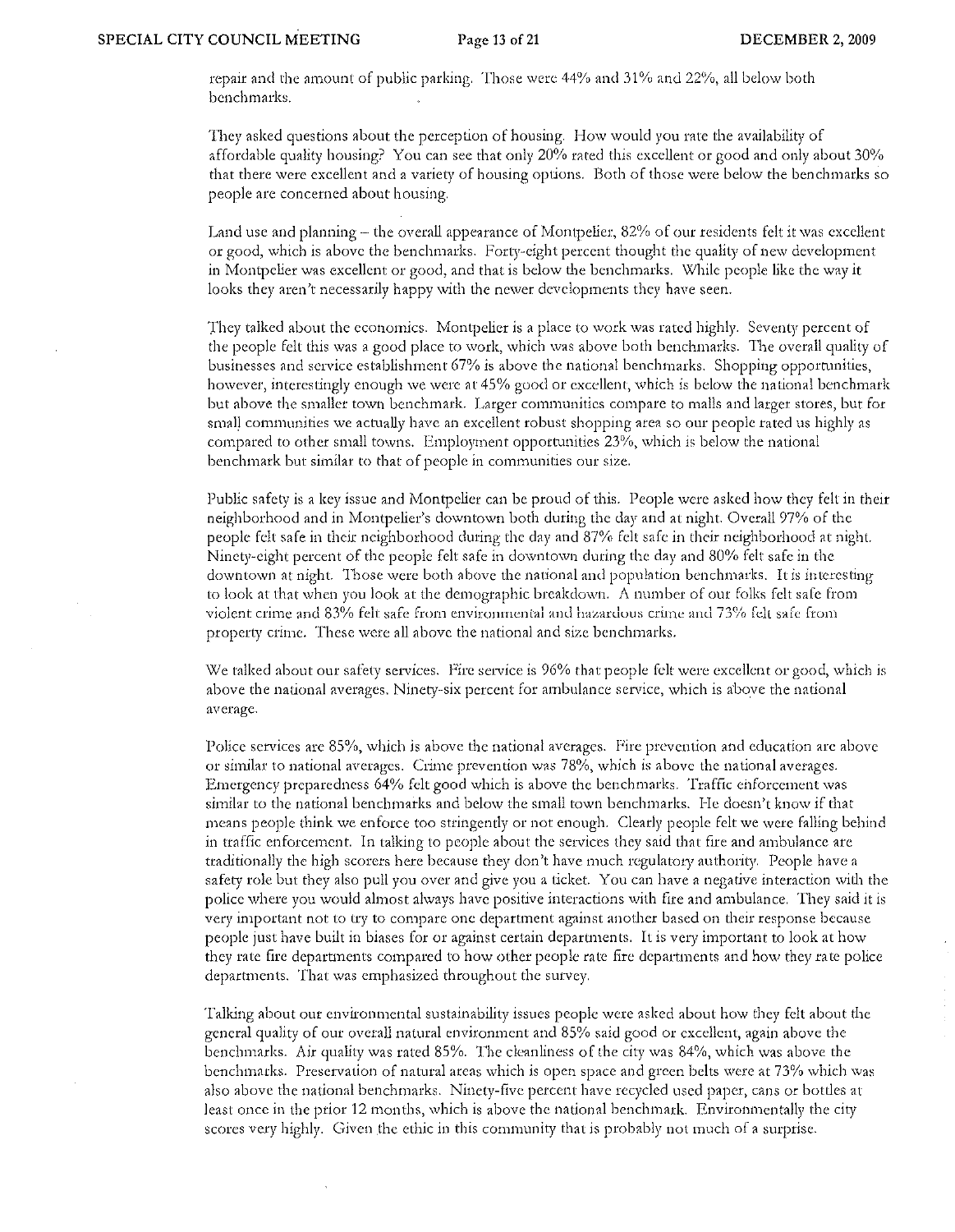repair and the amount of public parking. Those were 44% and 31% and 22%, all below both benchmarks.

They asked questions about the perception of housing. How would you rate the availability of affordable quality housing? You can see that only 20% rated this excellent or good and only about 30% that there were excellent and a variety of housing options. Both of those were below the benchmarks so people are concerned about housing.

Land use and planning – the overall appearance of Montpelier, 82% of our residents felt it was excellent or good, which is above the benchmarks. Forty-eight percent thought the quality of new development in Montpelier was excellent or good, and that is below the benchmarks. While people like the way it looks they aren't necessarily happy with the newer developments they have seen.

They talked about the economics. Montpelier is a place to work was rated highly. Seventy percent of the people felt this was a good place to work, which was above both benchmarks. The overall quality of businesses and service establishment 67% is above the national benchmarks. Shopping opportunities, however, interestingly enough we were at 45% good or excellent, which is below the national benchmark but above the smaller town benchmark. Larger communities compare to malls and larger stores, but for small communities we actually have an excellent robust shopping area so our people rated us highly as compared to other small towns. Employment opportunities 23%, which is below the national benchmark but similar to that of people in communities our size.

Public safety is a key issue and Montpelier can be proud of this. People were asked how they felt in their neighborhood and in Montpelier's downtown both during the day and at night. Overall 97% of the people felt safe in their neighborhood during the day and 87% felt safe in their neighborhood at night. Ninety-eight percent of the people felt safe in downtown during the day and 80% felt safe in the downtown at night. Those were both above the national and population benchmarks. It is interesting to look at that when you look at the demographic breakdown. A number of our folks felt safe from violent crime and 83% felt safe from environmental and hazardous crime and 73% felt safe from property crime. These were all above the national and size benchmarks.

We talked about our safety services. Fire service is 96% that people felt were excellent or good, which is above the national averages. Ninety-six percent for ambulance service, which is above the national average.

Police services are 85%, which is above the national averages. Fire prevention and education are above or similar to national averages. Crime prevention was 78%, which is above the national averages. Emergency preparedness 64% felt good which is above the benchmarks. Traffic enforcement was similar to the national benchmarks and below the small town benchmarks. He doesn't know if that means people think we enforce too stringently or not enough. Clearly people felt we were falling behind in traffic enforcement. In talking to people about the services they said that fire and ambulance are traditionally the high scorers here because they don't have much regulatory authority. People have a safety role but they also pull you over and give you a ticket. You can have a negative interaction with the police where you would almost always have positive interactions with fire and ambulance. They said it is very important not to try to compare one department against another based on their response because people just have built in biases for or against certain departments. It is very important to look at how they rate fire departments compared to how other people rate fire departments and how they rate police departments. That was emphasized throughout the survey.

Talking about our environmental sustainability issues people were asked about how they felt about the general quality of our overall natural environment and 85% said good or excellent, again above the benchmarks. Air quality was rated 85%. The cleanliness of the city was 84%, which was above the benchmarks. Preservation of natural areas which is open space and green belts were at 73% which was also above the national benchmarks. Ninety-five percent have recycled used paper, cans or bottles at least once in the prior 12 months, which is above the national benchmark. Environmentally the city scores very highly. Given the ethic in this community that is probably not much of a surprise.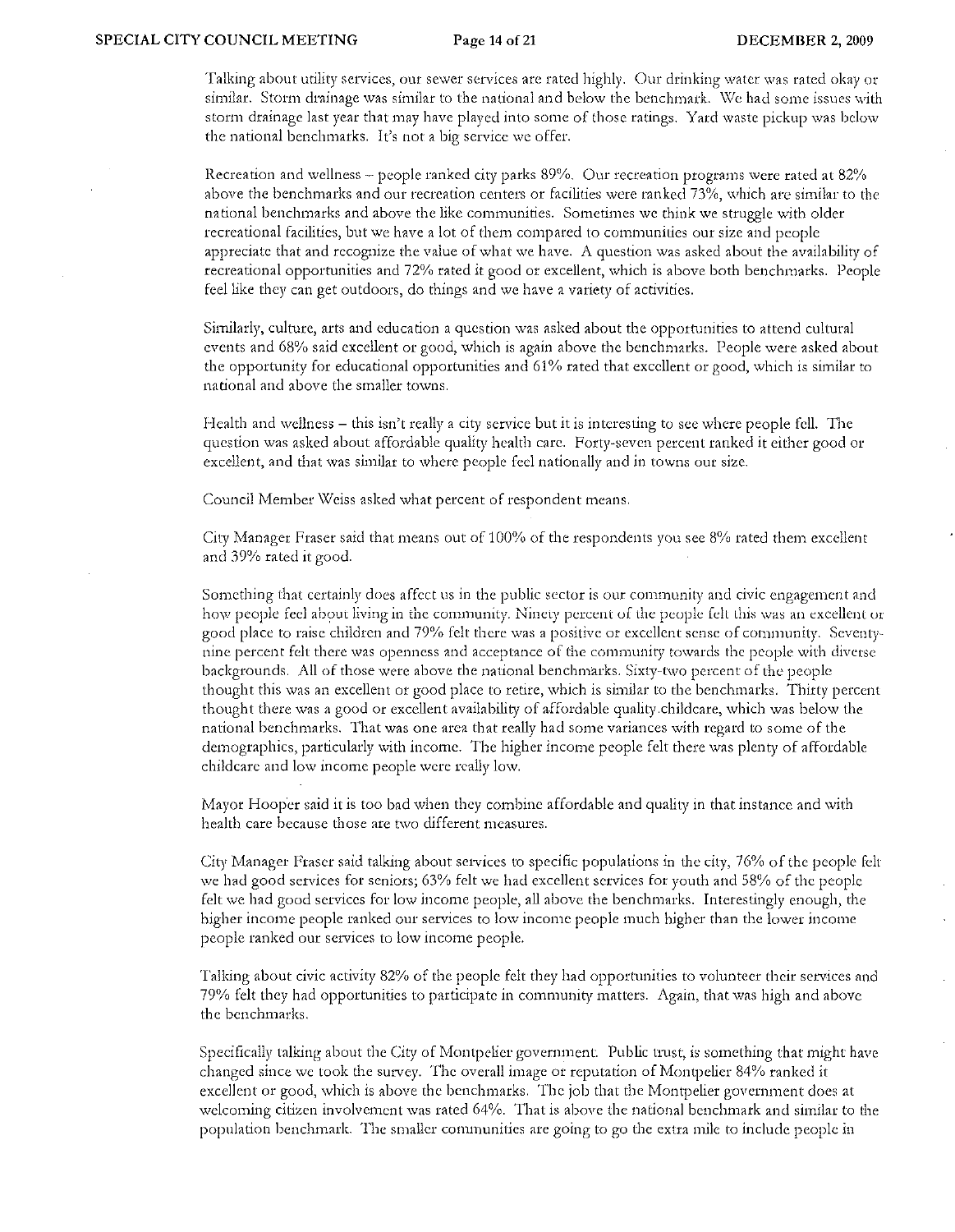Talking about utility services, our sewer services are rated highly. Our drinking water was rated okay or similar. Storm drainage was similar to the national and below the benchmark. We had some issues with storm drainage last year that may have played into some of those ratings. Yard waste pickup was below the national benchmarks. It's not a big service we offer.

Recreation and wellness – people ranked city parks 89%. Our recreation programs were rated at 82% above the benchmarks and our recreation centers or facilities were ranked 73%, which are similar to the national benchmarks and above the like communities. Sometimes we think we struggle with older recreational facilities, but we have a lot of them compared to communities our size and people appreciate that and recognize the value of what we have. A question was asked about the availability of recreational opportunities and 72% rated it good or excellent, which is above both benchmarks. People feel like they can get outdoors, do things and we have a variety of activities.

Similarly, culture, arts and education a question was asked about the opportunities to attend cultural events and 68% said excellent or good, which is again above the benchmarks. People were asked about the opportunity for educational opportunities and 61% rated that excellent or good, which is similar to national and above the smaller towns.

Health and wellness – this isn't really a city service but it is interesting to see where people fell. The question was asked about affordable quality health care. Forty-seven percent ranked it either good or excellent, and that was similar to where people feel nationally and in towns our size.

Council Member Weiss asked what percent of respondent means.

City Manager Fraser said that means out of 100% of the respondents you see 8% rated them excellent and 39% rated it good.

Something that certainly does affect us in the public sector is our community and civic engagement and how people feel about living in the community. Ninety percent of the people felt this was an excellent or good place to raise children and 79% felt there was a positive or excellent sense of community. Seventy-nine percent felt there was openness and acceptance of the community towards the people with diverse backgrounds. All of those were above the national benchmarks. Sixty-two percent of the people thought this was an excellent or good place to retire, which is similar to the benchmarks. Thirty percent thought there was a good or excellent availability of affordable quality childcare, which was below the national benchmarks. That was one area that really had some variances with regard to some of the demographics, particularly with income. The higher income people felt there was plenty of affordable childcare and low income people were really low.

Mayor Hooper said it is too bad when they combine affordable and quality in that instance and with health care because those are two different measures.

City Manager Fraser said talking about services to specific populations in the city, 76% of the people felt we had good services for seniors; 63% felt we had excellent services for youth and 58% of the people felt we had good services for low income people, all above the benchmarks. Interestingly enough, the higher income people ranked our services to low income people much higher than the lower income people ranked our services to low income people.

Talking about civic activity 82% of the people felt they had opportunities to volunteer their services and 79% felt they had opportunities to participate in community matters. Again, that was high and above the benchmarks.

Specifically talking about the City of Montpelier government. Public trust, is something that might have changed since we took the survey. The overall image or reputation of Montpelier 84% ranked it excellent or good, which is above the benchmarks. The job that the Montpelier government does at welcoming citizen involvement was rated 64%. That is above the national benchmark and similar to the population benchmark. The smaller communities are going to go the extra mile to include people in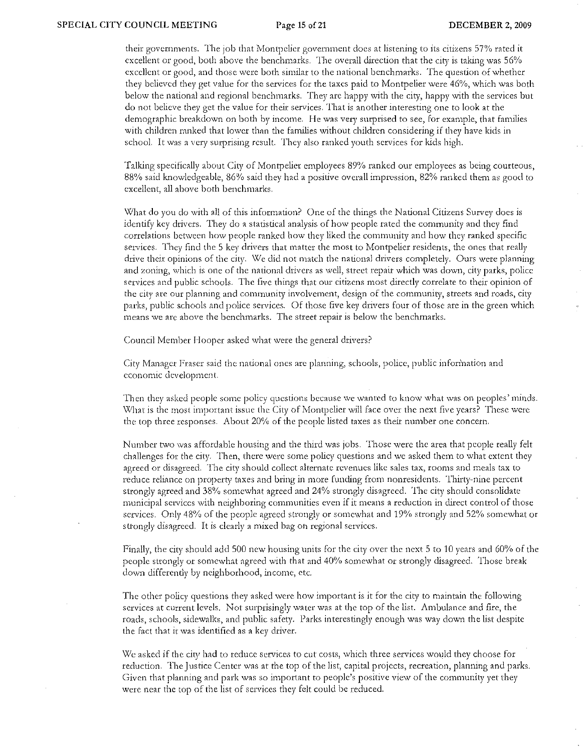their governments. The job that Montpelier government does at listening to its citizens 57% rated it excellent or good, both above the benchmarks. The overall direction that the city is taking was 56% excellent or good, and those were both similar to the national benchmarks. The question of whether they believed they get value for the services for the taxes paid to Montpelier were 46%, which was both below the national and regional benchmarks. They are happy with the city, happy with the services but do not believe they get the value for their services. That is another interesting one to look at the demographic breakdown on both by income. He was very surprised to see, for example, that families with children ranked that lower than the families without children considering if they have kids in school. It was a very surprising result. They also ranked youth services for kids high.

Talking specifically about City of Montpelier employees 89% ranked our employees as being courteous, 88% said knowledgeable, 86% said they had a positive overall impression, 82% ranked them as good to excellent, all above both benchmarks.

What do you do with all of this information? One of the things the National Citizens Survey does is identify key drivers. They do a statistical analysis of how people rated the community and they find correlations between how people ranked how they liked the community and how they ranked specific services. They find the 5 key drivers that matter the most to Montpelier residents, the ones that really drive their opinions of the city. We did not match the national drivers completely. Ours were planning and zoning, which is one of the national drivers as well, street repair which was down, city parks, police services and public schools. The five things that our citizens most directly correlate to their opinion of the city are our planning and community involvement, design of the community, streets and roads, city parks, public schools and police services. Of those five key drivers four of those are in the green which means we are above the benchmarks. The street repair is below the benchmarks.

Council Member Hooper asked what were the general drivers?

City Manager Fraser said the national ones are planning, schools, police, public information and economic development.

Then they asked people some policy questions because we wanted to know what was on peoples' minds. What is the most important issue the City of Montpelier will face over the next five years? These were the top three responses. About 20% of the people listed taxes as their number one concern.

Number two was affordable housing and the third was jobs. Those were the area that people really felt challenges for the city. Then, there were some policy questions and we asked them to what extent they agreed or disagreed. The city should collect alternate revenues like sales tax, rooms and meals tax to reduce reliance on property taxes and bring in more funding from nonresidents. Thirty-nine percent strongly agreed and 38% somewhat agreed and 24% strongly disagreed. The city should consolidate municipal services with neighboring communities even if it means a reduction in direct control of those services. Only 48% of the people agreed strongly or somewhat and 19% strongly and 52% somewhat or strongly disagreed. It is clearly a mixed bag on regional services.

Finally, the city should add 500 new housing units for the city over the next 5 to 10 years and 60% of the people strongly or somewhat agreed with that and 40% somewhat or strongly disagreed. Those break down differently by neighborhood, income, etc.

The other policy questions they asked were how important is it for the city to maintain the following services at current levels. Not surprisingly water was at the top of the list. Ambulance and fire, the roads, schools, sidewalks, and public safety. Parks interestingly enough was way down the list despite the fact that it was identified as a key driver.

We asked if the city had to reduce services to cut costs, which three services would they choose for reduction. The Justice Center was at the top of the list, capital projects, recreation, planning and parks. Given that planning and park was so important to people's positive view of the community yet they were near the top of the list of services they felt could be reduced.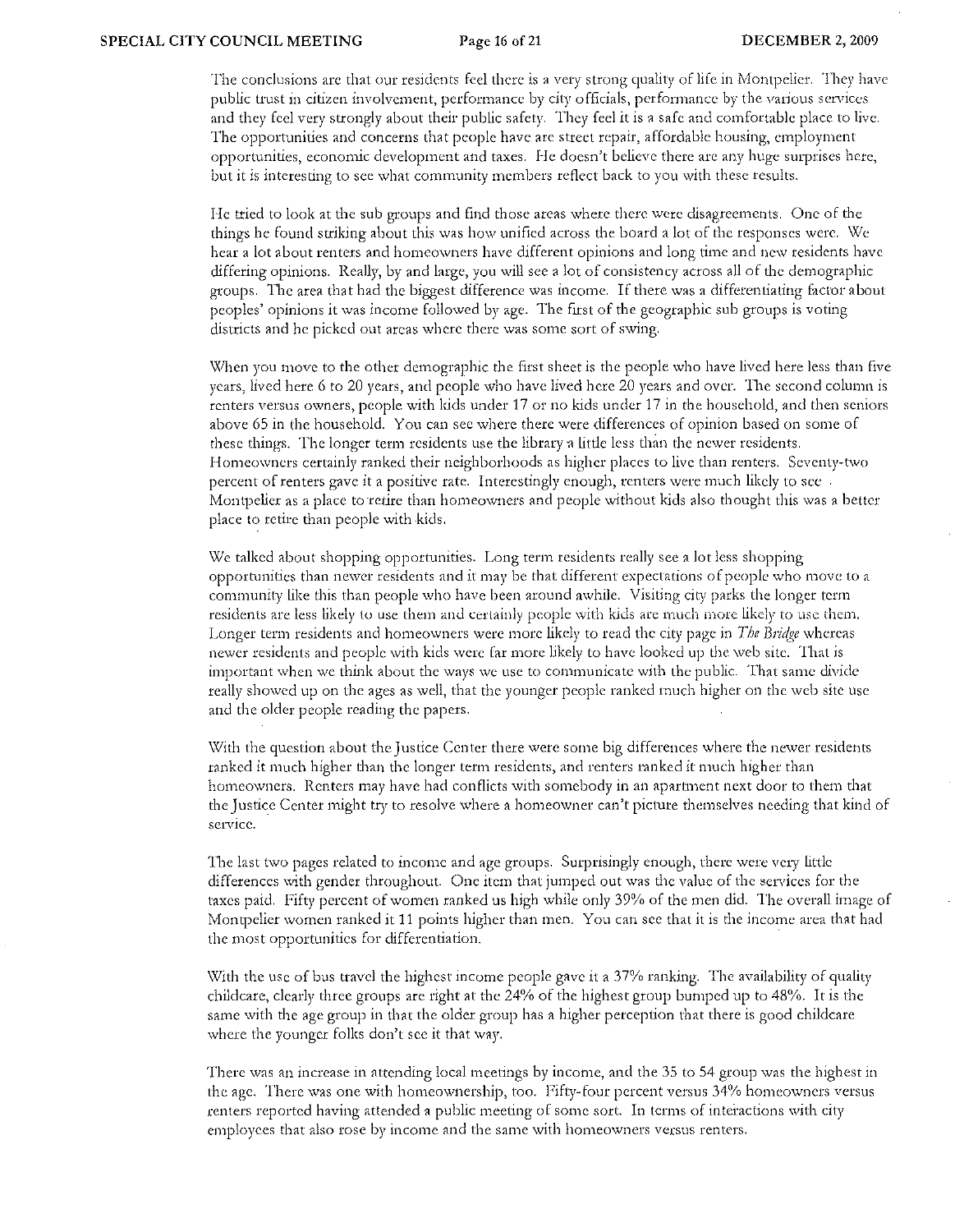The conclusions are that our residents feel there is a very strong quality of life in Montpelier. They have public trust in citizen involvement, performance by city officials, performance by the various services and they feel very strongly about their public safety. They feel it is a safe and comfortable place to live. The opportunities and concerns that people have are street repair, affordable housing, employment opportunities, economic development and taxes. He doesn't believe there are any huge surprises here, but it is interesting to see what community members reflect back to you with these results.

He tried to look at the sub groups and find those areas where there were disagreements. One of the things he found striking about this was how unified across the board a lot of the responses were. We hear a lot about renters and homeowners have different opinions and long time and new residents have differing opinions. Really, by and large, you will see a lot of consistency across all of the demographic groups. The area that had the biggest difference was income. If there was a differentiating factor about peoples' opinions it was income followed by age. The first of the geographic sub groups is voting districts and he picked out areas where there was some sort of swing.

When you move to the other demographic the first sheet is the people who have lived here less than five years, lived here 6 to 20 years, and people who have lived here 20 years and over. The second column is renters versus owners, people with kids under 17 or no kids under 17 in the household, and then seniors above 65 in the household. You can see where there were differences of opinion based on some of these things. The longer term residents use the library a little less than the newer residents. Homeowners certainly ranked their neighborhoods as higher places to live than renters. Seventy-two percent of renters gave it a positive rate. Interestingly enough, renters were much likely to see Montpelier as a place to retire than homeowners and people without kids also thought this was a better place to retire than people with kids.

We talked about shopping opportunities. Long term residents really see a lot less shopping opportunities than newer residents and it may be that different expectations of people who move to a community like this than people who have been around awhile. Visiting city parks the longer term residents are less likely to use them and certainly people with kids are much more likely to use them. Longer term residents and homeowners were more likely to read the city page in *The Bridge* whereas newer residents and people with kids were far more likely to have looked up the web site. That is important when we think about the ways we use to communicate with the public. That same divide really showed up on the ages as well, that the younger people ranked much higher on the web site use and the older people reading the papers.

With the question about the Justice Center there were some big differences where the newer residents ranked it much higher than the longer term residents, and renters ranked it much higher than homeowners. Renters may have had conflicts with somebody in an apartment next door to them that the Justice Center might try to resolve where a homeowner can't picture themselves needing that kind of service.

The last two pages related to income and age groups. Surprisingly enough, there were very little differences with gender throughout. One item that jumped out was the value of the services for the taxes paid. Fifty percent of women ranked us high while only 39% of the men did. The overall image of Montpelier women ranked it 11 points higher than men. You can see that it is the income area that had the most opportunities for differentiation.

With the use of bus travel the highest income people gave it a 37% ranking. The availability of quality childcare, clearly three groups are right at the 24% of the highest group bumped up to 48%. It is the same with the age group in that the older group has a higher perception that there is good childcare where the younger folks don't see it that way.

There was an increase in attending local meetings by income, and the 35 to 54 group was the highest in the age. There was one with homeownership, too. Fifty-four percent versus 34% homeowners versus renters reported having attended a public meeting of some sort. In terms of interactions with city employees that also rose by income and the same with homeowners versus renters.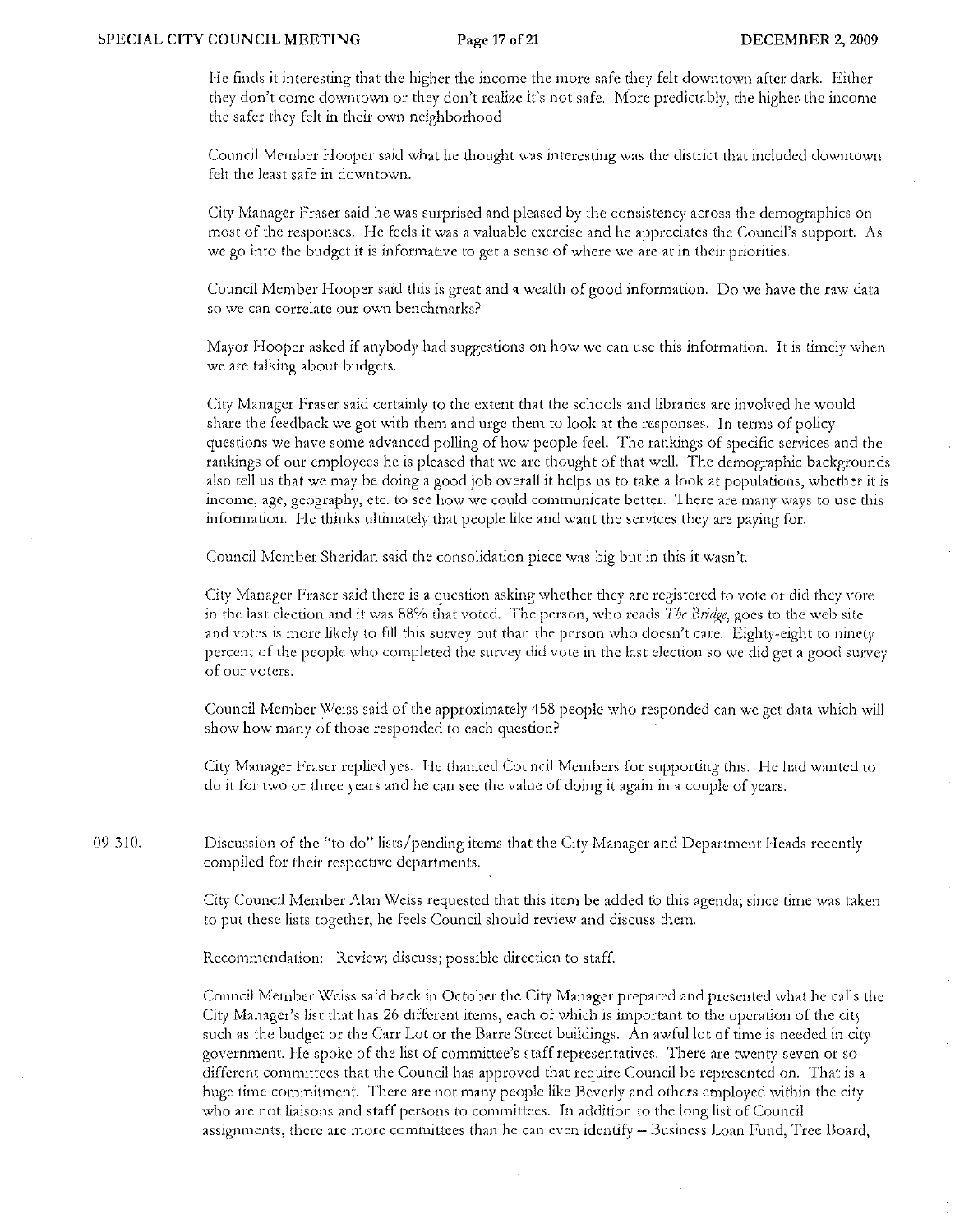He finds it interesting that the higher the income the more safe they felt downtown after dark. Either they don't come downtown or they don't realize it's not safe. More predictably, the higher the income the safer they felt in their own neighborhood

Council Member Hooper said what he thought was interesting was the district that included downtown felt the least safe in downtown.

City Manager Fraser said he was surprised and pleased by the consistency across the demographics on most of the responses. He feels it was a valuable exercise and he appreciates the Council's support. As we go into the budget it is informative to get a sense of where we are at in their priorities.

Council Member Hooper said this is great and a wealth of good information. Do we have the raw data so we can correlate our own benchmarks?

Mayor Hooper asked if anybody had suggestions on how we can use this information. It is timely when we are talking about budgets.

City Manager Fraser said certainly to the extent that the schools and libraries are involved he would share the feedback we got with them and urge them to look at the responses. In terms of policy questions we have some advanced polling of how people feel. The rankings of specific services and the rankings of our employees he is pleased that we are thought of that well. The demographic backgrounds also tell us that we may be doing a good job overall it helps us to take a look at populations, whether it is income, age, geography, etc. to see how we could communicate better. There are many ways to use this information. He thinks ultimately that people like and want the services they are paying for.

Council Member Sheridan said the consolidation piece was big but in this it wasn't.

City Manager Fraser said there is a question asking whether they are registered to vote or did they vote in the last election and it was 88% that voted. The person, who reads *The Bridge*, goes to the web site and votes is more likely to fill this survey out than the person who doesn't care. Eighty-eight to ninety percent of the people who completed the survey did vote in the last election so we did get a good survey of our voters.

Council Member Weiss said of the approximately 458 people who responded can we get data which will show how many of those responded to each question?

City Manager Fraser replied yes. He thanked Council Members for supporting this. He had wanted to do it for two or three years and he can see the value of doing it again in a couple of years.

09-310. Discussion of the "to do" lists/pending items that the City Manager and Department Heads recently compiled for their respective departments.

City Council Member Alan Weiss requested that this item be added to this agenda; since time was taken to put these lists together, he feels Council should review and discuss them.

Recommendation: Review; discuss; possible direction to staff.

Council Member Weiss said back in October the City Manager prepared and presented what he calls the City Manager's list that has 26 different items, each of which is important to the operation of the city such as the budget or the Carr Lot or the Barre Street buildings. An awful lot of time is needed in city government. He spoke of the list of committee's staff representatives. There are twenty-seven or so different committees that the Council has approved that require Council be represented on. That is a huge time commitment. There are not many people like Beverly and others employed within the city who are not liaisons and staff persons to committees. In addition to the long list of Council assignments, there are more committees than he can even identify – Business Loan Fund, Tree Board,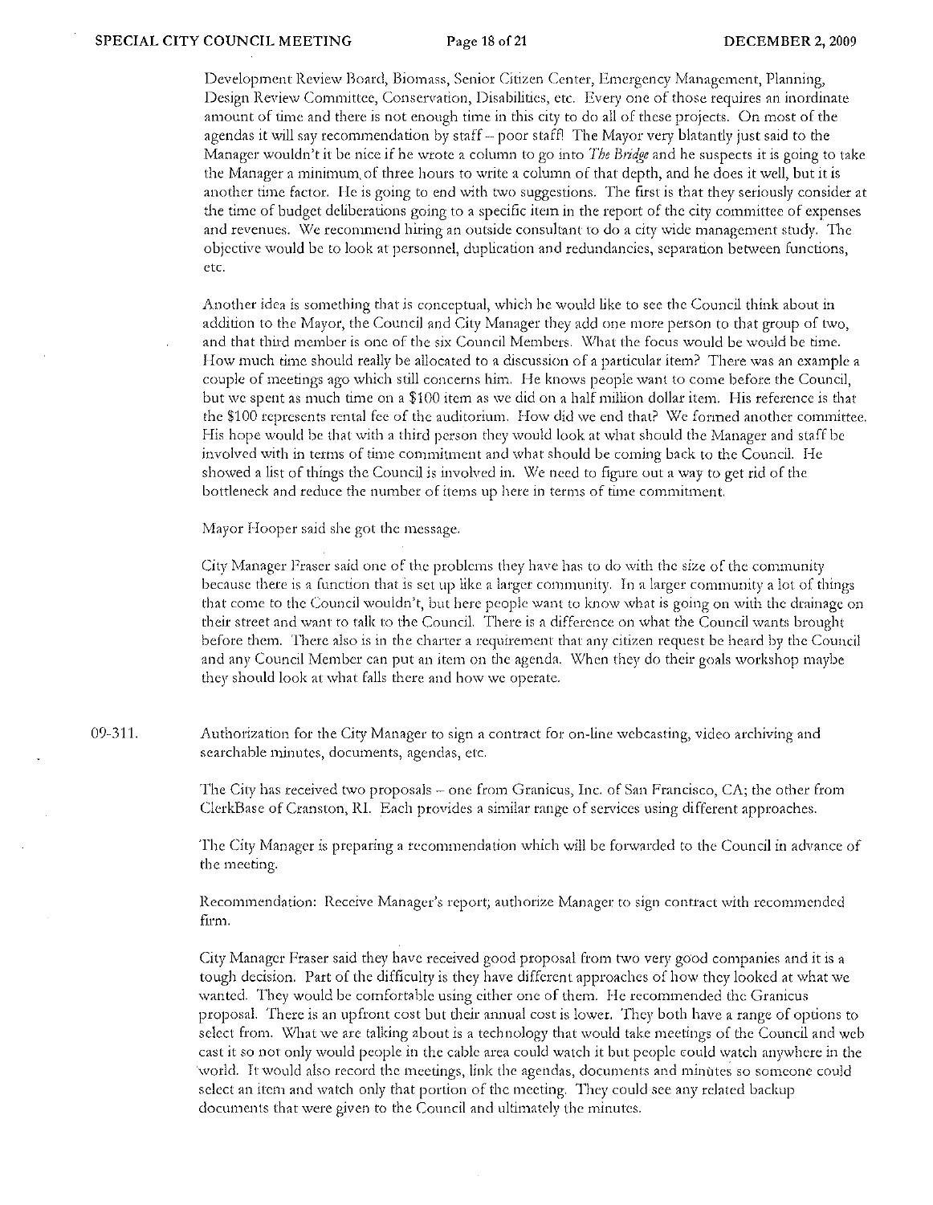Development Review Board, Biomass, Senior Citizen Center, Emergency Management, Planning, Design Review Committee, Conservation, Disabilities, etc. Every one of those requires an inordinate amount of time and there is not enough time in this city to do all of these projects. On most of the agendas it will say recommendation by staff – poor staff! The Mayor very blatantly just said to the Manager wouldn't it be nice if he wrote a column to go into *The Bridge* and he suspects it is going to take the Manager a minimum of three hours to write a column of that depth, and he does it well, but it is another time factor. He is going to end with two suggestions. The first is that they seriously consider at the time of budget deliberations going to a specific item in the report of the city committee of expenses and revenues. We recommend hiring an outside consultant to do a city wide management study. The objective would be to look at personnel, duplication and redundancies, separation between functions, etc.

Another idea is something that is conceptual, which he would like to see the Council think about in addition to the Mayor, the Council and City Manager they add one more person to that group of two, and that third member is one of the six Council Members. What the focus would be would be time. How much time should really be allocated to a discussion of a particular item? There was an example a couple of meetings ago which still concerns him. He knows people want to come before the Council, but we spent as much time on a $100 item as we did on a half million dollar item. His reference is that the $100 represents rental fee of the auditorium. How did we end that? We formed another committee. His hope would be that with a third person they would look at what should the Manager and staff be involved with in terms of time commitment and what should be coming back to the Council. He showed a list of things the Council is involved in. We need to figure out a way to get rid of the bottleneck and reduce the number of items up here in terms of time commitment.

Mayor Hooper said she got the message.

City Manager Fraser said one of the problems they have has to do with the size of the community because there is a function that is set up like a larger community. In a larger community a lot of things that come to the Council wouldn't, but here people want to know what is going on with the drainage on their street and want to talk to the Council. There is a difference on what the Council wants brought before them. There also is in the charter a requirement that any citizen request be heard by the Council and any Council Member can put an item on the agenda. When they do their goals workshop maybe they should look at what falls there and how we operate.

09-311. Authorization for the City Manager to sign a contract for on-line webcasting, video archiving and searchable minutes, documents, agendas, etc.

The City has received two proposals – one from Granicus, Inc. of San Francisco, CA; the other from ClerkBase of Cranston, RI. Each provides a similar range of services using different approaches.

The City Manager is preparing a recommendation which will be forwarded to the Council in advance of the meeting.

Recommendation: Receive Manager's report; authorize Manager to sign contract with recommended firm.

City Manager Fraser said they have received good proposal from two very good companies and it is a tough decision. Part of the difficulty is they have different approaches of how they looked at what we wanted. They would be comfortable using either one of them. He recommended the Granicus proposal. There is an upfront cost but their annual cost is lower. They both have a range of options to select from. What we are talking about is a technology that would take meetings of the Council and web cast it so not only would people in the cable area could watch it but people could watch anywhere in the world. It would also record the meetings, link the agendas, documents and minutes so someone could select an item and watch only that portion of the meeting. They could see any related backup documents that were given to the Council and ultimately the minutes.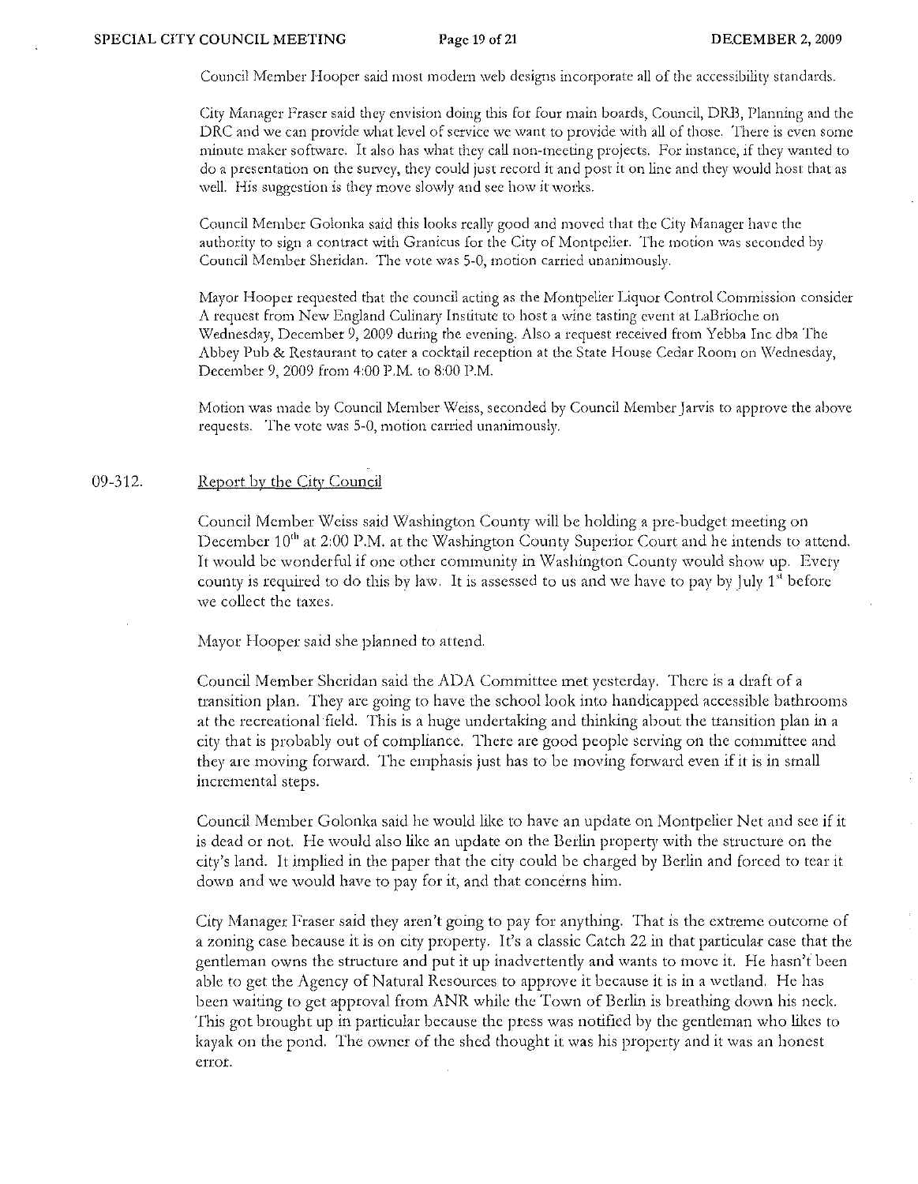Council Member Hooper said most modern web designs incorporate all of the accessibility standards.

City Manager Fraser said they envision doing this for four main boards, Council, DRB, Planning and the DRC and we can provide what level of service we want to provide with all of those. There is even some minute maker software. It also has what they call non-meeting projects. For instance, if they wanted to do a presentation on the survey, they could just record it and post it on line and they would host that as well. His suggestion is they move slowly and see how it works.

Council Member Golonka said this looks really good and moved that the City Manager have the authority to sign a contract with Granicus for the City of Montpelier. The motion was seconded by Council Member Sheridan. The vote was 5-0, motion carried unanimously.

Mayor Hooper requested that the council acting as the Montpelier Liquor Control Commission consider A request from New England Culinary Institute to host a wine tasting event at LaBrioche on Wednesday, December 9, 2009 during the evening. Also a request received from Yebba Inc dba The Abbey Pub & Restaurant to cater a cocktail reception at the State House Cedar Room on Wednesday, December 9, 2009 from 4:00 P.M. to 8:00 P.M.

Motion was made by Council Member Weiss, seconded by Council Member Jarvis to approve the above requests. The vote was 5-0, motion carried unanimously.

09-312. Report by the City Council

Council Member Weiss said Washington County will be holding a pre-budget meeting on December 10th at 2:00 P.M. at the Washington County Superior Court and he intends to attend. It would be wonderful if one other community in Washington County would show up. Every county is required to do this by law. It is assessed to us and we have to pay by July 1st before we collect the taxes.

Mayor Hooper said she planned to attend.

Council Member Sheridan said the ADA Committee met yesterday. There is a draft of a transition plan. They are going to have the school look into handicapped accessible bathrooms at the recreational field. This is a huge undertaking and thinking about the transition plan in a city that is probably out of compliance. There are good people serving on the committee and they are moving forward. The emphasis just has to be moving forward even if it is in small incremental steps.

Council Member Golonka said he would like to have an update on Montpelier Net and see if it is dead or not. He would also like an update on the Berlin property with the structure on the city's land. It implied in the paper that the city could be charged by Berlin and forced to tear it down and we would have to pay for it, and that concerns him.

City Manager Fraser said they aren't going to pay for anything. That is the extreme outcome of a zoning case because it is on city property. It's a classic Catch 22 in that particular case that the gentleman owns the structure and put it up inadvertently and wants to move it. He hasn't been able to get the Agency of Natural Resources to approve it because it is in a wetland. He has been waiting to get approval from ANR while the Town of Berlin is breathing down his neck. This got brought up in particular because the press was notified by the gentleman who likes to kayak on the pond. The owner of the shed thought it was his property and it was an honest error.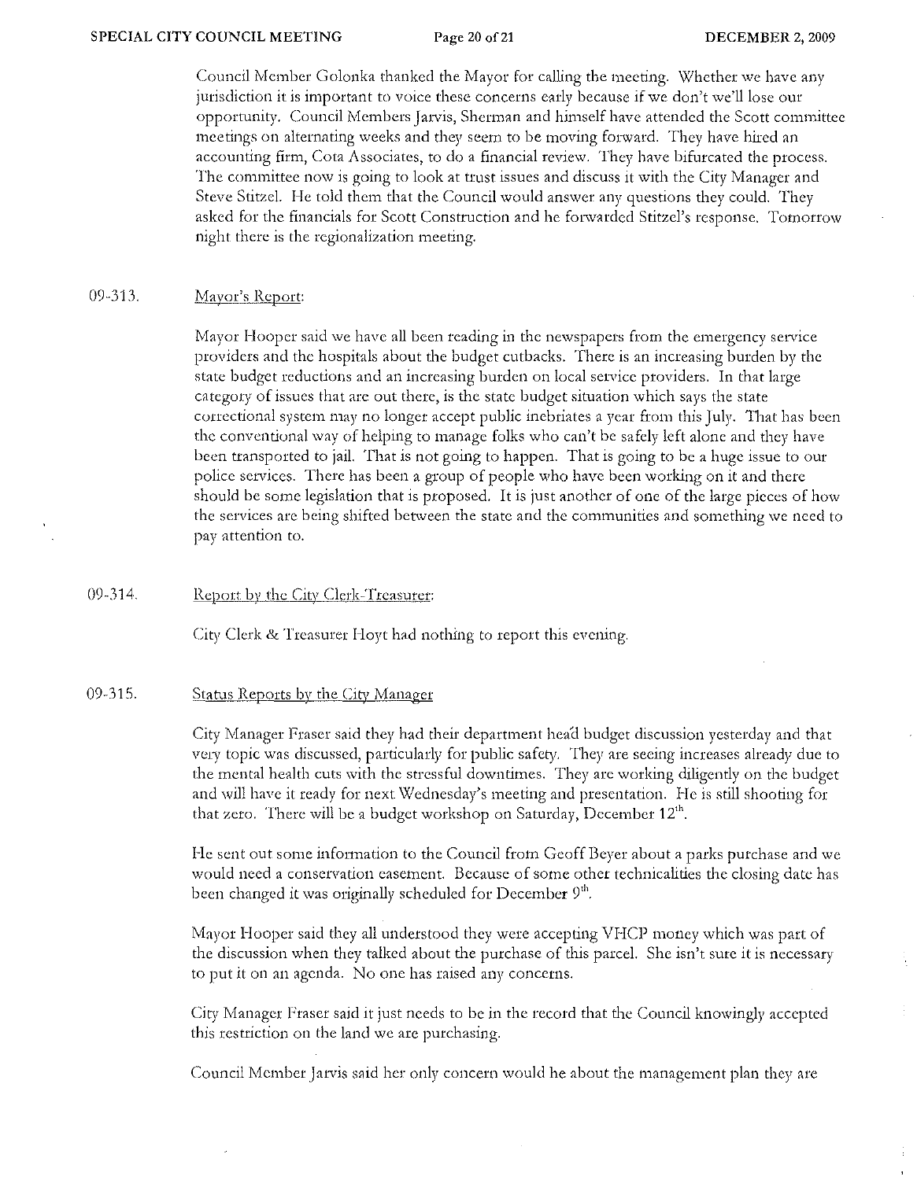Council Member Golonka thanked the Mayor for calling the meeting. Whether we have any jurisdiction it is important to voice these concerns early because if we don't we'll lose our opportunity. Council Members Jarvis, Sherman and himself have attended the Scott committee meetings on alternating weeks and they seem to be moving forward. They have hired an accounting firm, Cota Associates, to do a financial review. They have bifurcated the process. The committee now is going to look at trust issues and discuss it with the City Manager and Steve Stitzel. He told them that the Council would answer any questions they could. They asked for the financials for Scott Construction and he forwarded Stitzel's response. Tomorrow night there is the regionalization meeting.

09-313. Mayor's Report:

Mayor Hooper said we have all been reading in the newspapers from the emergency service providers and the hospitals about the budget cutbacks. There is an increasing burden by the state budget reductions and an increasing burden on local service providers. In that large category of issues that are out there, is the state budget situation which says the state correctional system may no longer accept public inebriates a year from this July. That has been the conventional way of helping to manage folks who can't be safely left alone and they have been transported to jail. That is not going to happen. That is going to be a huge issue to our police services. There has been a group of people who have been working on it and there should be some legislation that is proposed. It is just another of one of the large pieces of how the services are being shifted between the state and the communities and something we need to pay attention to.

09-314. Report by the City Clerk-Treasurer:

City Clerk & Treasurer Hoyt had nothing to report this evening.

09-315. Status Reports by the City Manager

City Manager Fraser said they had their department head budget discussion yesterday and that very topic was discussed, particularly for public safety. They are seeing increases already due to the mental health cuts with the stressful downtimes. They are working diligently on the budget and will have it ready for next Wednesday's meeting and presentation. He is still shooting for that zero. There will be a budget workshop on Saturday, December 12th.

He sent out some information to the Council from Geoff Beyer about a parks purchase and we would need a conservation easement. Because of some other technicalities the closing date has been changed it was originally scheduled for December 9th.

Mayor Hooper said they all understood they were accepting VHCP money which was part of the discussion when they talked about the purchase of this parcel. She isn't sure it is necessary to put it on an agenda. No one has raised any concerns.

City Manager Fraser said it just needs to be in the record that the Council knowingly accepted this restriction on the land we are purchasing.

Council Member Jarvis said her only concern would be about the management plan they are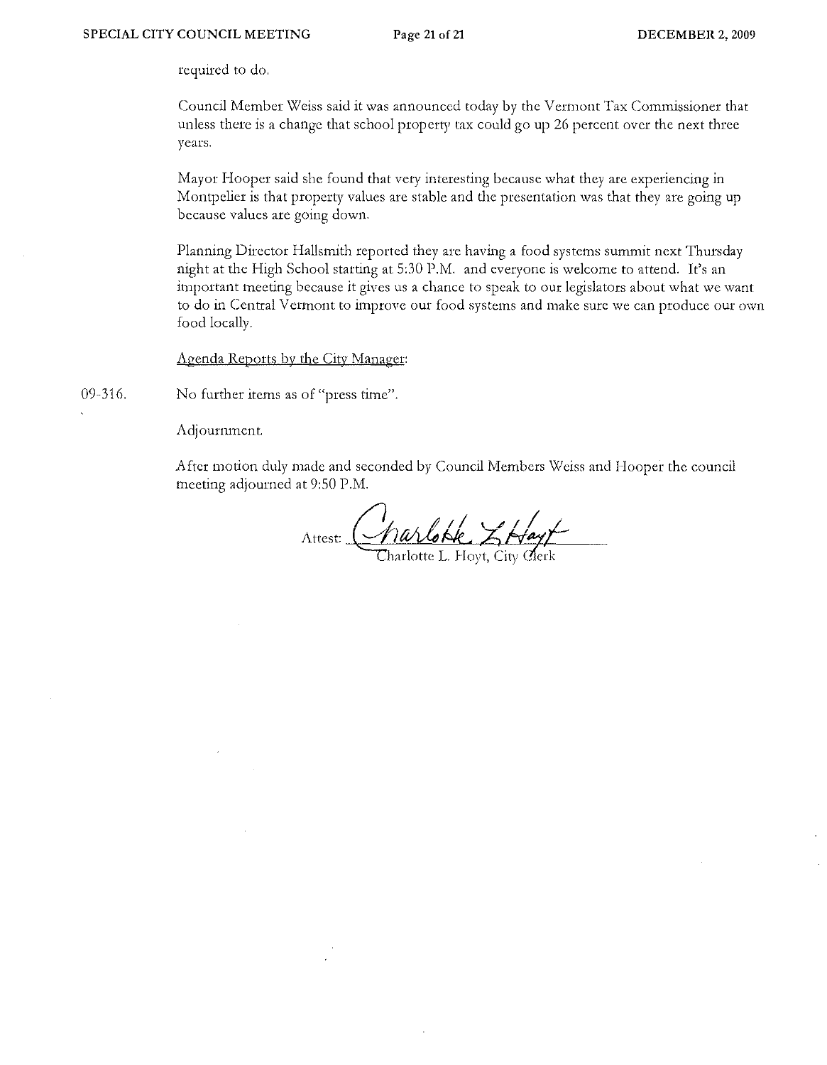required to do.

Council Member Weiss said it was announced today by the Vermont Tax Commissioner that unless there is a change that school property tax could go up 26 percent over the next three years.

Mayor Hooper said she found that very interesting because what they are experiencing in Montpelier is that property values are stable and the presentation was that they are going up because values are going down.

Planning Director Hallsmith reported they are having a food systems summit next Thursday night at the High School starting at 5:30 P.M. and everyone is welcome to attend. It's an important meeting because it gives us a chance to speak to our legislators about what we want to do in Central Vermont to improve our food systems and make sure we can produce our own food locally.

Agenda Reports by the City Manager:

09-316. No further items as of "press time".

Adjournment.

After motion duly made and seconded by Council Members Weiss and Hooper the council meeting adjourned at 9:50 P.M.

Attest: Charlotte L. Hoyt

Charlotte L. Hoyt, City Clerk